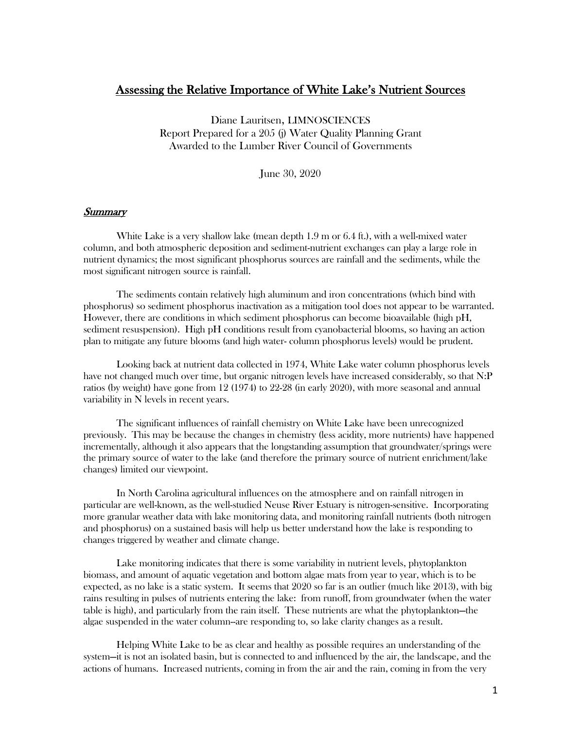# Assessing the Relative Importance of White Lake's Nutrient Sources

Diane Lauritsen, LIMNOSCIENCES
Report Prepared for a 205 (j) Water Quality Planning Grant
Awarded to the Lumber River Council of Governments

June 30, 2020

## *Summary*

White Lake is a very shallow lake (mean depth 1.9 m or 6.4 ft.), with a well-mixed water column, and both atmospheric deposition and sediment-nutrient exchanges can play a large role in nutrient dynamics; the most significant phosphorus sources are rainfall and the sediments, while the most significant nitrogen source is rainfall.

The sediments contain relatively high aluminum and iron concentrations (which bind with phosphorus) so sediment phosphorus inactivation as a mitigation tool does not appear to be warranted. However, there are conditions in which sediment phosphorus can become bioavailable (high pH, sediment resuspension). High pH conditions result from cyanobacterial blooms, so having an action plan to mitigate any future blooms (and high water- column phosphorus levels) would be prudent.

Looking back at nutrient data collected in 1974, White Lake water column phosphorus levels have not changed much over time, but organic nitrogen levels have increased considerably, so that N:P ratios (by weight) have gone from 12 (1974) to 22-28 (in early 2020), with more seasonal and annual variability in N levels in recent years.

The significant influences of rainfall chemistry on White Lake have been unrecognized previously. This may be because the changes in chemistry (less acidity, more nutrients) have happened incrementally, although it also appears that the longstanding assumption that groundwater/springs were the primary source of water to the lake (and therefore the primary source of nutrient enrichment/lake changes) limited our viewpoint.

In North Carolina agricultural influences on the atmosphere and on rainfall nitrogen in particular are well-known, as the well-studied Neuse River Estuary is nitrogen-sensitive. Incorporating more granular weather data with lake monitoring data, and monitoring rainfall nutrients (both nitrogen and phosphorus) on a sustained basis will help us better understand how the lake is responding to changes triggered by weather and climate change.

Lake monitoring indicates that there is some variability in nutrient levels, phytoplankton biomass, and amount of aquatic vegetation and bottom algae mats from year to year, which is to be expected, as no lake is a static system. It seems that 2020 so far is an outlier (much like 2013), with big rains resulting in pulses of nutrients entering the lake: from runoff, from groundwater (when the water table is high), and particularly from the rain itself. These nutrients are what the phytoplankton—the algae suspended in the water column--are responding to, so lake clarity changes as a result.

Helping White Lake to be as clear and healthy as possible requires an understanding of the system—it is not an isolated basin, but is connected to and influenced by the air, the landscape, and the actions of humans. Increased nutrients, coming in from the air and the rain, coming in from the very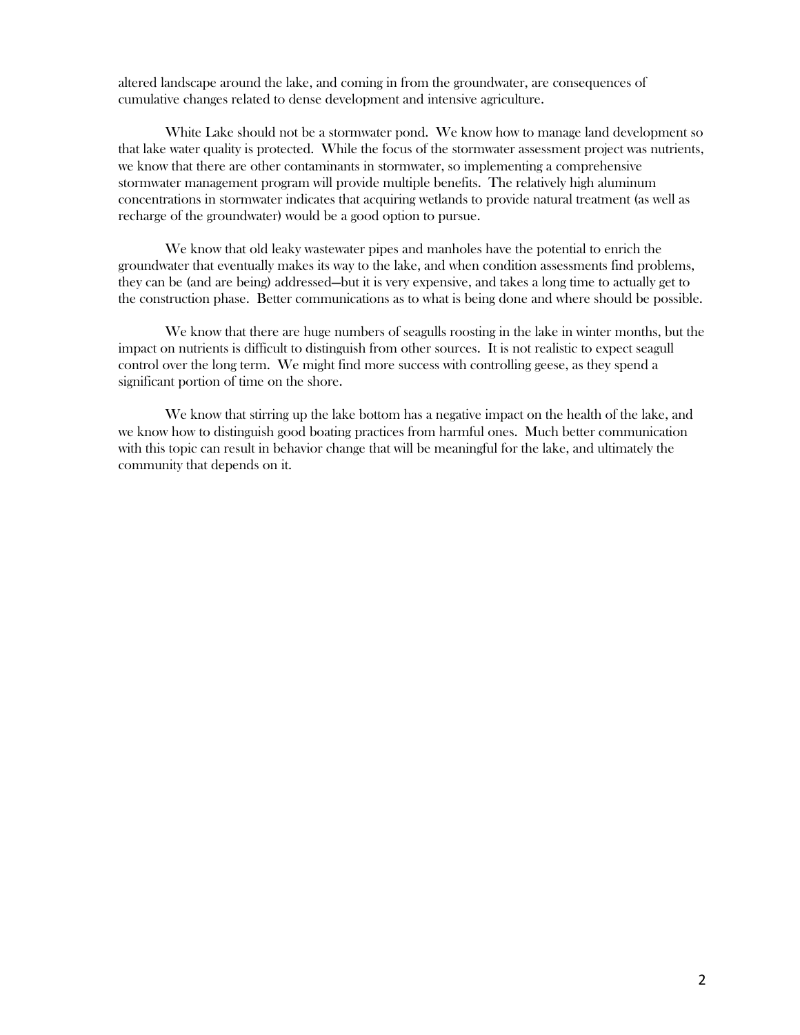altered landscape around the lake, and coming in from the groundwater, are consequences of cumulative changes related to dense development and intensive agriculture.

White Lake should not be a stormwater pond. We know how to manage land development so that lake water quality is protected. While the focus of the stormwater assessment project was nutrients, we know that there are other contaminants in stormwater, so implementing a comprehensive stormwater management program will provide multiple benefits. The relatively high aluminum concentrations in stormwater indicates that acquiring wetlands to provide natural treatment (as well as recharge of the groundwater) would be a good option to pursue.

We know that old leaky wastewater pipes and manholes have the potential to enrich the groundwater that eventually makes its way to the lake, and when condition assessments find problems, they can be (and are being) addressed—but it is very expensive, and takes a long time to actually get to the construction phase. Better communications as to what is being done and where should be possible.

We know that there are huge numbers of seagulls roosting in the lake in winter months, but the impact on nutrients is difficult to distinguish from other sources. It is not realistic to expect seagull control over the long term. We might find more success with controlling geese, as they spend a significant portion of time on the shore.

We know that stirring up the lake bottom has a negative impact on the health of the lake, and we know how to distinguish good boating practices from harmful ones. Much better communication with this topic can result in behavior change that will be meaningful for the lake, and ultimately the community that depends on it.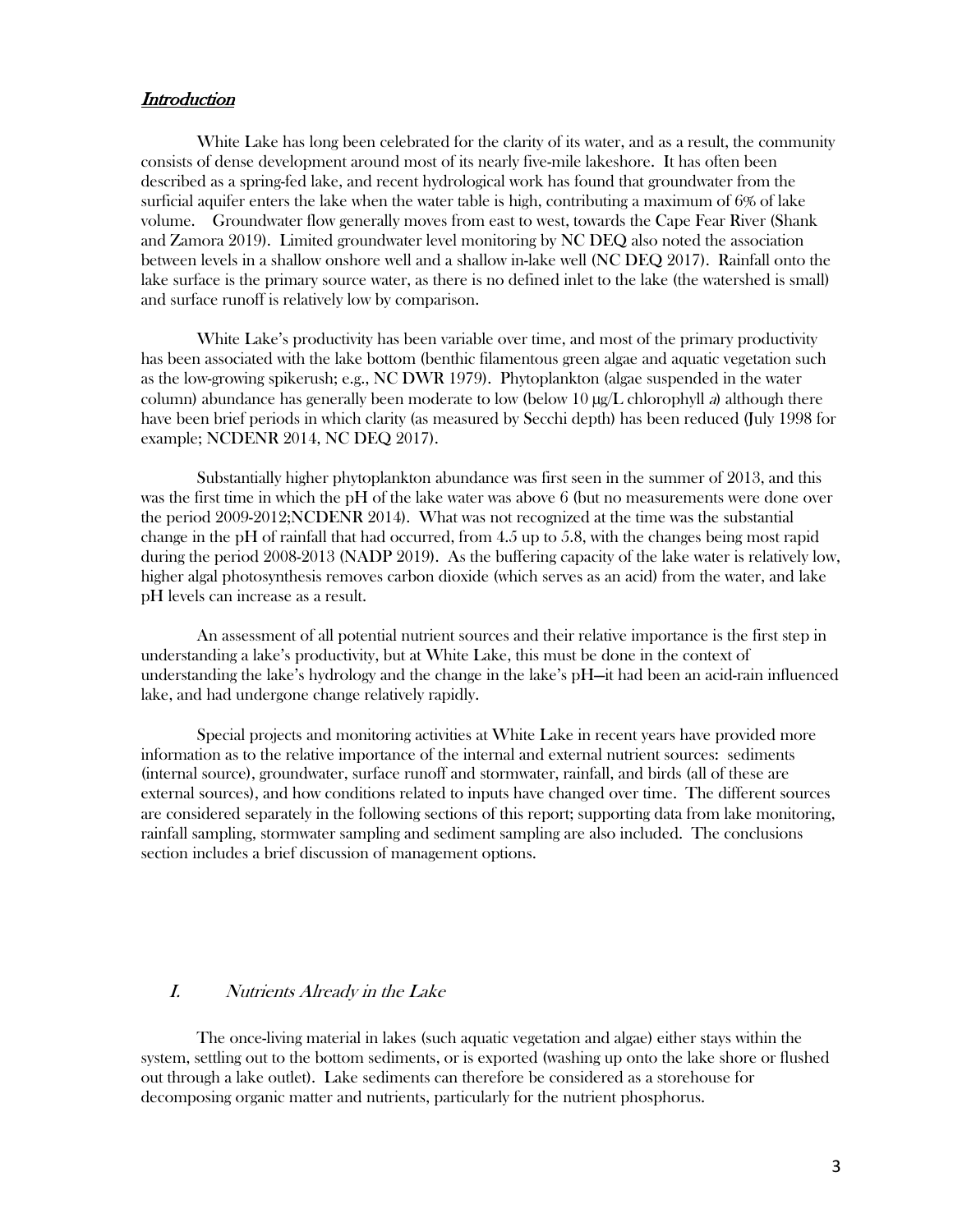## *Introduction*

White Lake has long been celebrated for the clarity of its water, and as a result, the community consists of dense development around most of its nearly five-mile lakeshore. It has often been described as a spring-fed lake, and recent hydrological work has found that groundwater from the surficial aquifer enters the lake when the water table is high, contributing a maximum of 6% of lake volume. Groundwater flow generally moves from east to west, towards the Cape Fear River (Shank and Zamora 2019). Limited groundwater level monitoring by NC DEQ also noted the association between levels in a shallow onshore well and a shallow in-lake well (NC DEQ 2017). Rainfall onto the lake surface is the primary source water, as there is no defined inlet to the lake (the watershed is small) and surface runoff is relatively low by comparison.

White Lake's productivity has been variable over time, and most of the primary productivity has been associated with the lake bottom (benthic filamentous green algae and aquatic vegetation such as the low-growing spikerush; e.g., NC DWR 1979). Phytoplankton (algae suspended in the water column) abundance has generally been moderate to low (below 10 μg/L chlorophyll *a*) although there have been brief periods in which clarity (as measured by Secchi depth) has been reduced (July 1998 for example; NCDENR 2014, NC DEQ 2017).

Substantially higher phytoplankton abundance was first seen in the summer of 2013, and this was the first time in which the pH of the lake water was above 6 (but no measurements were done over the period 2009-2012;NCDENR 2014). What was not recognized at the time was the substantial change in the pH of rainfall that had occurred, from 4.5 up to 5.8, with the changes being most rapid during the period 2008-2013 (NADP 2019). As the buffering capacity of the lake water is relatively low, higher algal photosynthesis removes carbon dioxide (which serves as an acid) from the water, and lake pH levels can increase as a result.

An assessment of all potential nutrient sources and their relative importance is the first step in understanding a lake's productivity, but at White Lake, this must be done in the context of understanding the lake's hydrology and the change in the lake's pH—it had been an acid-rain influenced lake, and had undergone change relatively rapidly.

Special projects and monitoring activities at White Lake in recent years have provided more information as to the relative importance of the internal and external nutrient sources: sediments (internal source), groundwater, surface runoff and stormwater, rainfall, and birds (all of these are external sources), and how conditions related to inputs have changed over time. The different sources are considered separately in the following sections of this report; supporting data from lake monitoring, rainfall sampling, stormwater sampling and sediment sampling are also included. The conclusions section includes a brief discussion of management options.

## I. *Nutrients Already in the Lake*

The once-living material in lakes (such aquatic vegetation and algae) either stays within the system, settling out to the bottom sediments, or is exported (washing up onto the lake shore or flushed out through a lake outlet). Lake sediments can therefore be considered as a storehouse for decomposing organic matter and nutrients, particularly for the nutrient phosphorus.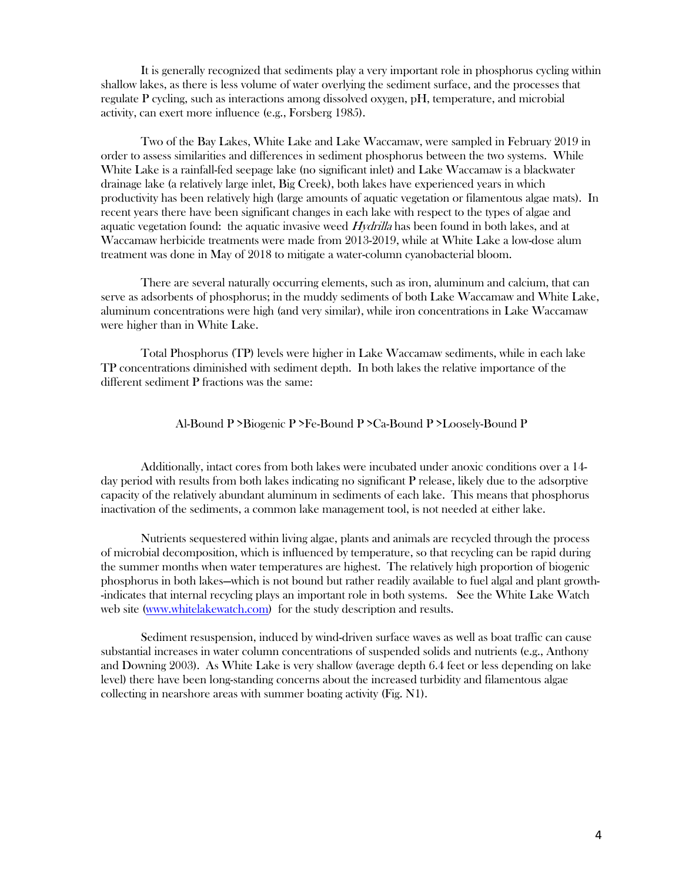It is generally recognized that sediments play a very important role in phosphorus cycling within shallow lakes, as there is less volume of water overlying the sediment surface, and the processes that regulate P cycling, such as interactions among dissolved oxygen, pH, temperature, and microbial activity, can exert more influence (e.g., Forsberg 1985).

Two of the Bay Lakes, White Lake and Lake Waccamaw, were sampled in February 2019 in order to assess similarities and differences in sediment phosphorus between the two systems. While White Lake is a rainfall-fed seepage lake (no significant inlet) and Lake Waccamaw is a blackwater drainage lake (a relatively large inlet, Big Creek), both lakes have experienced years in which productivity has been relatively high (large amounts of aquatic vegetation or filamentous algae mats). In recent years there have been significant changes in each lake with respect to the types of algae and aquatic vegetation found: the aquatic invasive weed *Hydrilla* has been found in both lakes, and at Waccamaw herbicide treatments were made from 2013-2019, while at White Lake a low-dose alum treatment was done in May of 2018 to mitigate a water-column cyanobacterial bloom.

There are several naturally occurring elements, such as iron, aluminum and calcium, that can serve as adsorbents of phosphorus; in the muddy sediments of both Lake Waccamaw and White Lake, aluminum concentrations were high (and very similar), while iron concentrations in Lake Waccamaw were higher than in White Lake.

Total Phosphorus (TP) levels were higher in Lake Waccamaw sediments, while in each lake TP concentrations diminished with sediment depth. In both lakes the relative importance of the different sediment P fractions was the same:

Al-Bound P >Biogenic P >Fe-Bound P >Ca-Bound P >Loosely-Bound P

Additionally, intact cores from both lakes were incubated under anoxic conditions over a 14-day period with results from both lakes indicating no significant P release, likely due to the adsorptive capacity of the relatively abundant aluminum in sediments of each lake. This means that phosphorus inactivation of the sediments, a common lake management tool, is not needed at either lake.

Nutrients sequestered within living algae, plants and animals are recycled through the process of microbial decomposition, which is influenced by temperature, so that recycling can be rapid during the summer months when water temperatures are highest. The relatively high proportion of biogenic phosphorus in both lakes—which is not bound but rather readily available to fuel algal and plant growth--indicates that internal recycling plays an important role in both systems. See the White Lake Watch web site ([www.whitelakewatch.com](www.whitelakewatch.com)) for the study description and results.

Sediment resuspension, induced by wind-driven surface waves as well as boat traffic can cause substantial increases in water column concentrations of suspended solids and nutrients (e.g., Anthony and Downing 2003). As White Lake is very shallow (average depth 6.4 feet or less depending on lake level) there have been long-standing concerns about the increased turbidity and filamentous algae collecting in nearshore areas with summer boating activity (Fig. N1).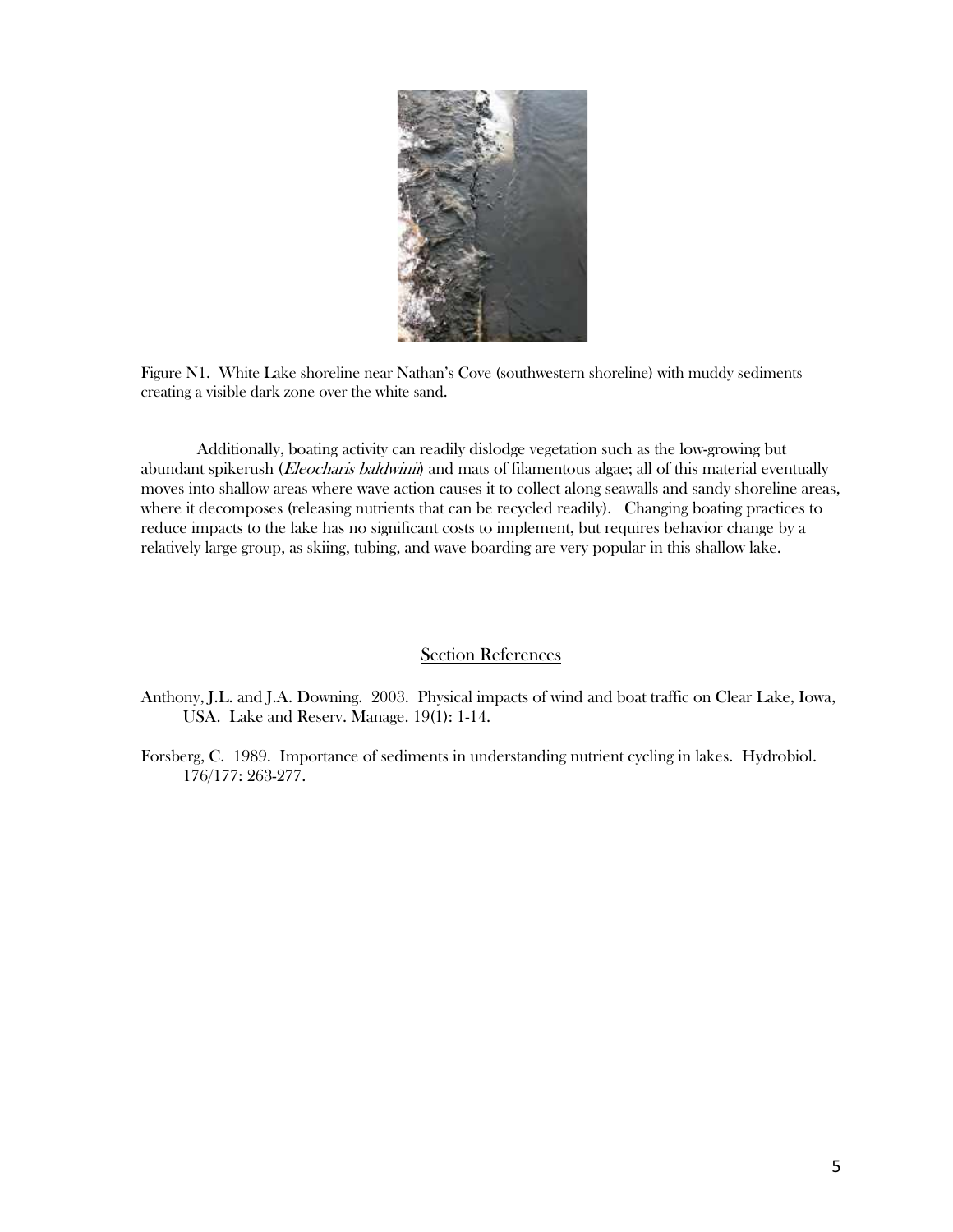Figure N1. White Lake shoreline near Nathan's Cove (southwestern shoreline) with muddy sediments creating a visible dark zone over the white sand.

Additionally, boating activity can readily dislodge vegetation such as the low-growing but abundant spikerush (*Eleocharis baldwinii*) and mats of filamentous algae; all of this material eventually moves into shallow areas where wave action causes it to collect along seawalls and sandy shoreline areas, where it decomposes (releasing nutrients that can be recycled readily). Changing boating practices to reduce impacts to the lake has no significant costs to implement, but requires behavior change by a relatively large group, as skiing, tubing, and wave boarding are very popular in this shallow lake.

## Section References

Anthony, J.L. and J.A. Downing. 2003. Physical impacts of wind and boat traffic on Clear Lake, Iowa, USA. Lake and Reserv. Manage. 19(1): 1-14.

Forsberg, C. 1989. Importance of sediments in understanding nutrient cycling in lakes. Hydrobiol. 176/177: 263-277.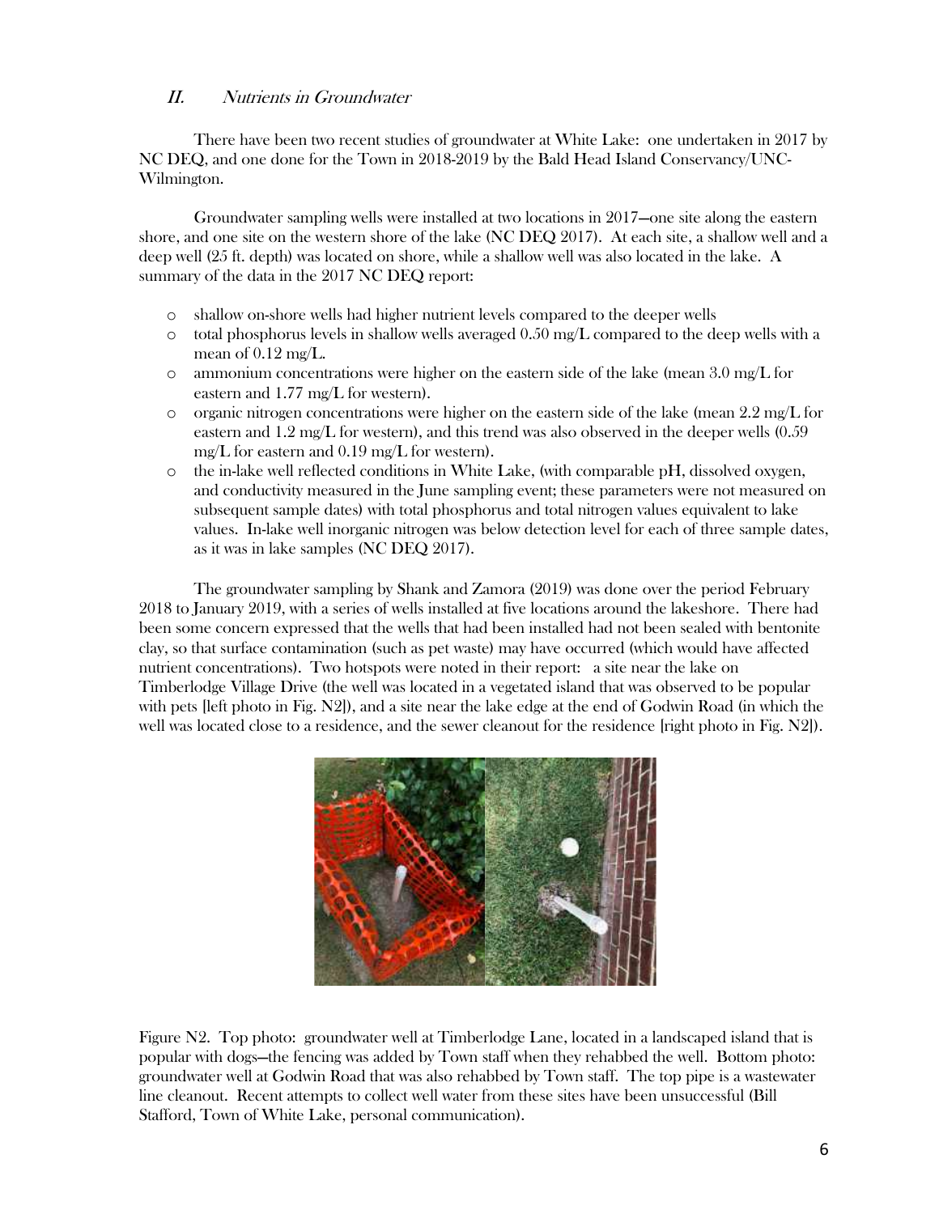## II. *Nutrients in Groundwater*

There have been two recent studies of groundwater at White Lake: one undertaken in 2017 by NC DEQ, and one done for the Town in 2018-2019 by the Bald Head Island Conservancy/UNC-Wilmington.

Groundwater sampling wells were installed at two locations in 2017—one site along the eastern shore, and one site on the western shore of the lake (NC DEQ 2017). At each site, a shallow well and a deep well (25 ft. depth) was located on shore, while a shallow well was also located in the lake. A summary of the data in the 2017 NC DEQ report:

- shallow on-shore wells had higher nutrient levels compared to the deeper wells
- total phosphorus levels in shallow wells averaged 0.50 mg/L compared to the deep wells with a mean of 0.12 mg/L.
- ammonium concentrations were higher on the eastern side of the lake (mean 3.0 mg/L for eastern and 1.77 mg/L for western).
- organic nitrogen concentrations were higher on the eastern side of the lake (mean 2.2 mg/L for eastern and 1.2 mg/L for western), and this trend was also observed in the deeper wells (0.59 mg/L for eastern and 0.19 mg/L for western).
- the in-lake well reflected conditions in White Lake, (with comparable pH, dissolved oxygen, and conductivity measured in the June sampling event; these parameters were not measured on subsequent sample dates) with total phosphorus and total nitrogen values equivalent to lake values. In-lake well inorganic nitrogen was below detection level for each of three sample dates, as it was in lake samples (NC DEQ 2017).

The groundwater sampling by Shank and Zamora (2019) was done over the period February 2018 to January 2019, with a series of wells installed at five locations around the lakeshore. There had been some concern expressed that the wells that had been installed had not been sealed with bentonite clay, so that surface contamination (such as pet waste) may have occurred (which would have affected nutrient concentrations). Two hotspots were noted in their report: a site near the lake on Timberlodge Village Drive (the well was located in a vegetated island that was observed to be popular with pets [left photo in Fig. N2]), and a site near the lake edge at the end of Godwin Road (in which the well was located close to a residence, and the sewer cleanout for the residence [right photo in Fig. N2]).

Figure N2. Top photo: groundwater well at Timberlodge Lane, located in a landscaped island that is popular with dogs—the fencing was added by Town staff when they rehabbed the well. Bottom photo: groundwater well at Godwin Road that was also rehabbed by Town staff. The top pipe is a wastewater line cleanout. Recent attempts to collect well water from these sites have been unsuccessful (Bill Stafford, Town of White Lake, personal communication).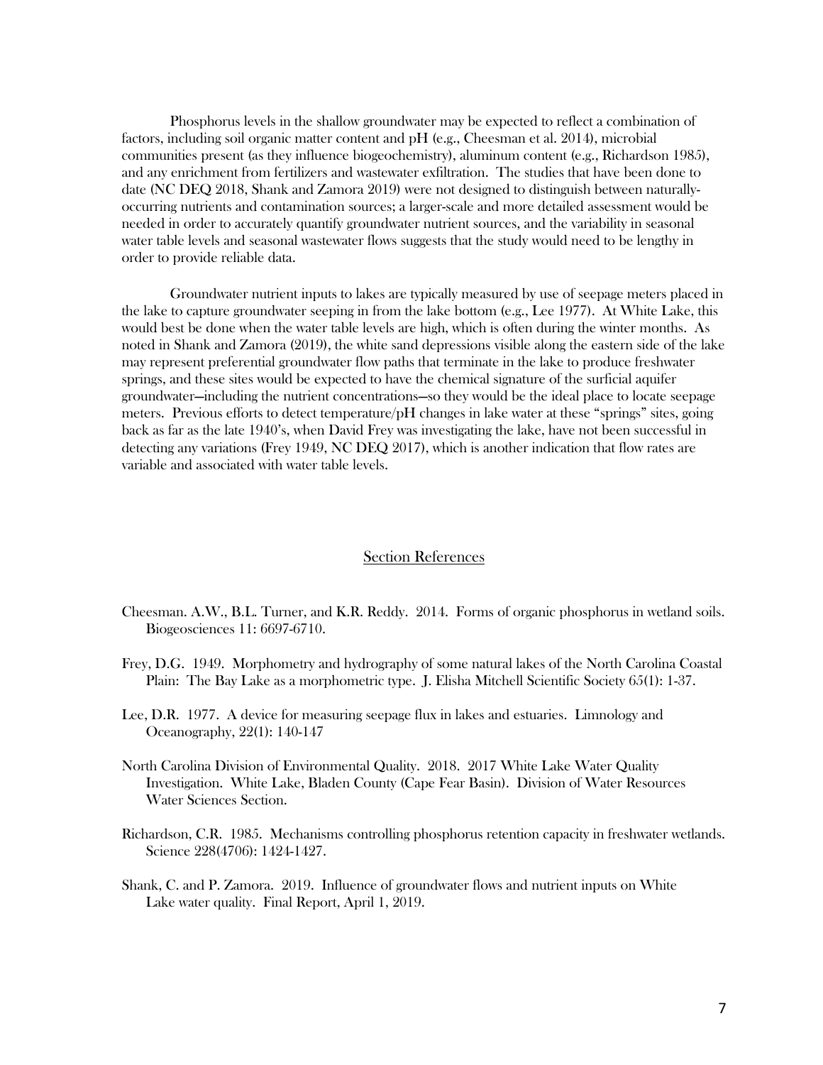Phosphorus levels in the shallow groundwater may be expected to reflect a combination of factors, including soil organic matter content and pH (e.g., Cheesman et al. 2014), microbial communities present (as they influence biogeochemistry), aluminum content (e.g., Richardson 1985), and any enrichment from fertilizers and wastewater exfiltration. The studies that have been done to date (NC DEQ 2018, Shank and Zamora 2019) were not designed to distinguish between naturally-occurring nutrients and contamination sources; a larger-scale and more detailed assessment would be needed in order to accurately quantify groundwater nutrient sources, and the variability in seasonal water table levels and seasonal wastewater flows suggests that the study would need to be lengthy in order to provide reliable data.

Groundwater nutrient inputs to lakes are typically measured by use of seepage meters placed in the lake to capture groundwater seeping in from the lake bottom (e.g., Lee 1977). At White Lake, this would best be done when the water table levels are high, which is often during the winter months. As noted in Shank and Zamora (2019), the white sand depressions visible along the eastern side of the lake may represent preferential groundwater flow paths that terminate in the lake to produce freshwater springs, and these sites would be expected to have the chemical signature of the surficial aquifer groundwater—including the nutrient concentrations—so they would be the ideal place to locate seepage meters. Previous efforts to detect temperature/pH changes in lake water at these "springs" sites, going back as far as the late 1940's, when David Frey was investigating the lake, have not been successful in detecting any variations (Frey 1949, NC DEQ 2017), which is another indication that flow rates are variable and associated with water table levels.

## Section References

Cheesman. A.W., B.L. Turner, and K.R. Reddy. 2014. Forms of organic phosphorus in wetland soils. Biogeosciences 11: 6697-6710.

Frey, D.G. 1949. Morphometry and hydrography of some natural lakes of the North Carolina Coastal Plain: The Bay Lake as a morphometric type. J. Elisha Mitchell Scientific Society 65(1): 1-37.

Lee, D.R. 1977. A device for measuring seepage flux in lakes and estuaries. Limnology and Oceanography, 22(1): 140-147

North Carolina Division of Environmental Quality. 2018. 2017 White Lake Water Quality Investigation. White Lake, Bladen County (Cape Fear Basin). Division of Water Resources Water Sciences Section.

Richardson, C.R. 1985. Mechanisms controlling phosphorus retention capacity in freshwater wetlands. Science 228(4706): 1424-1427.

Shank, C. and P. Zamora. 2019. Influence of groundwater flows and nutrient inputs on White Lake water quality. Final Report, April 1, 2019.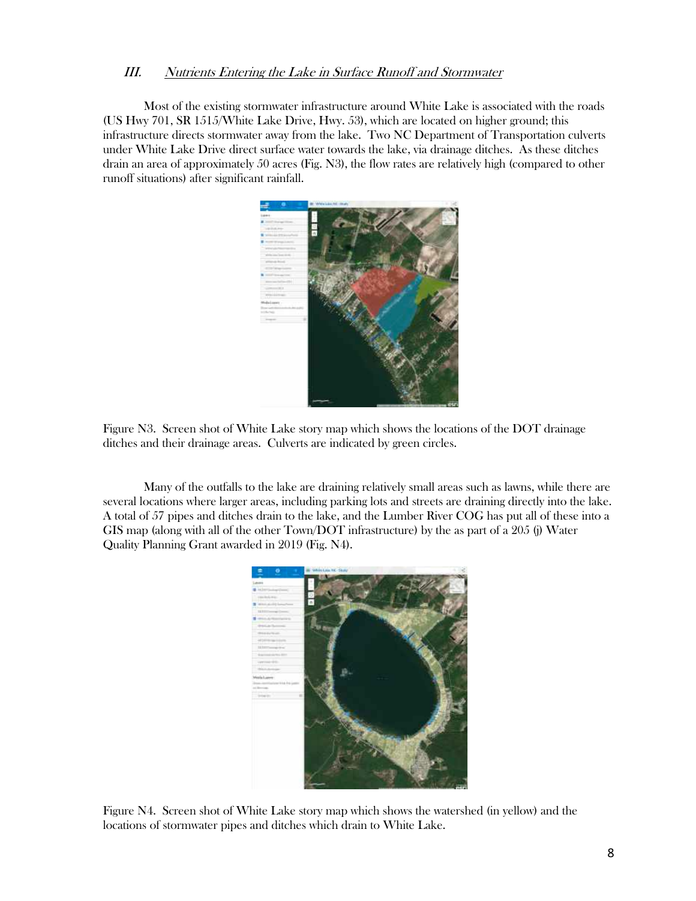### III. *Nutrients Entering the Lake in Surface Runoff and Stormwater*

Most of the existing stormwater infrastructure around White Lake is associated with the roads (US Hwy 701, SR 1515/White Lake Drive, Hwy. 53), which are located on higher ground; this infrastructure directs stormwater away from the lake. Two NC Department of Transportation culverts under White Lake Drive direct surface water towards the lake, via drainage ditches. As these ditches drain an area of approximately 50 acres (Fig. N3), the flow rates are relatively high (compared to other runoff situations) after significant rainfall.

Figure N3. Screen shot of White Lake story map which shows the locations of the DOT drainage ditches and their drainage areas. Culverts are indicated by green circles.

Many of the outfalls to the lake are draining relatively small areas such as lawns, while there are several locations where larger areas, including parking lots and streets are draining directly into the lake. A total of 57 pipes and ditches drain to the lake, and the Lumber River COG has put all of these into a GIS map (along with all of the other Town/DOT infrastructure) by the as part of a 205 (j) Water Quality Planning Grant awarded in 2019 (Fig. N4).

Figure N4. Screen shot of White Lake story map which shows the watershed (in yellow) and the locations of stormwater pipes and ditches which drain to White Lake.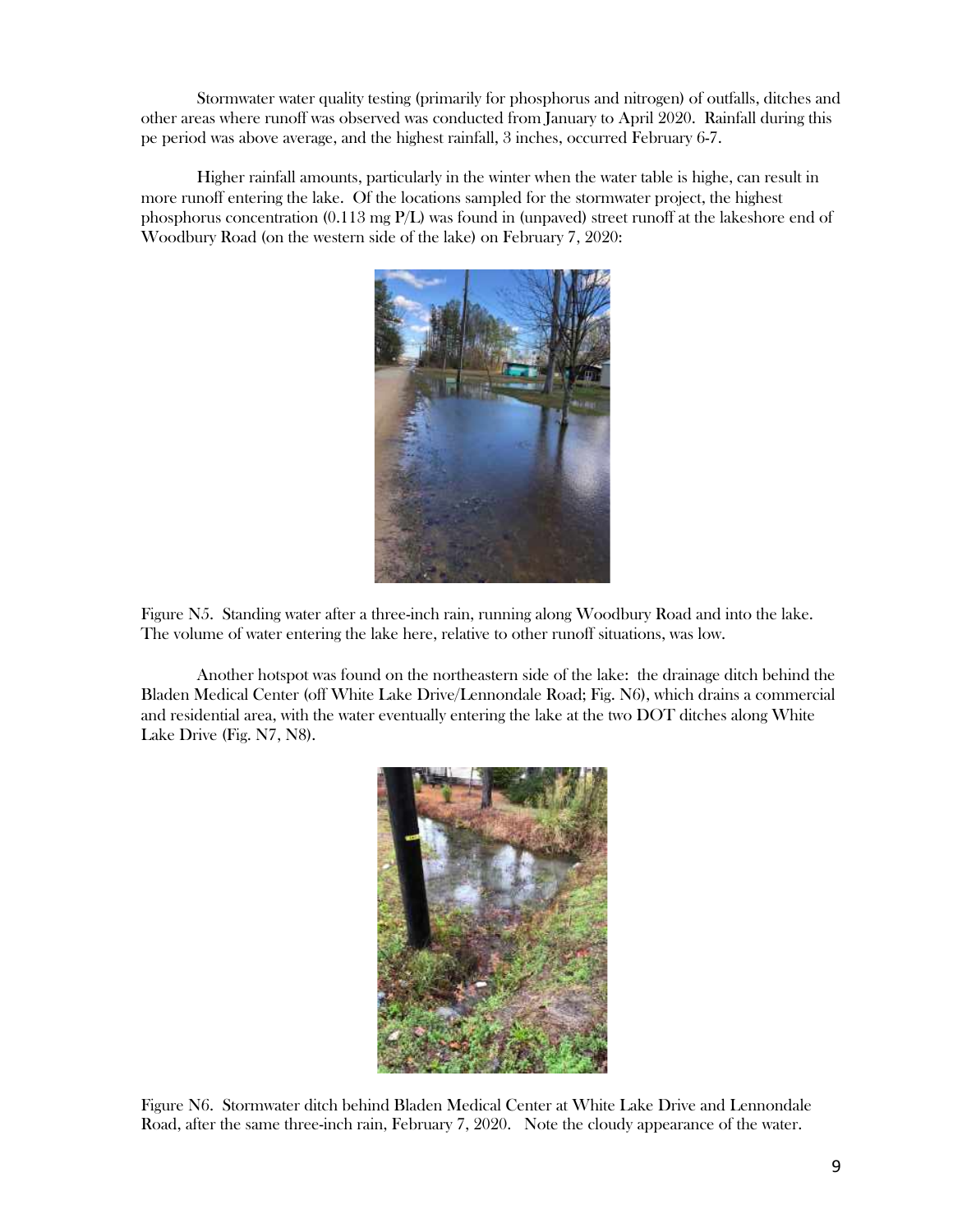Stormwater water quality testing (primarily for phosphorus and nitrogen) of outfalls, ditches and other areas where runoff was observed was conducted from January to April 2020. Rainfall during this pe period was above average, and the highest rainfall, 3 inches, occurred February 6-7.

Higher rainfall amounts, particularly in the winter when the water table is highe, can result in more runoff entering the lake. Of the locations sampled for the stormwater project, the highest phosphorus concentration (0.113 mg P/L) was found in (unpaved) street runoff at the lakeshore end of Woodbury Road (on the western side of the lake) on February 7, 2020:

Figure N5. Standing water after a three-inch rain, running along Woodbury Road and into the lake. The volume of water entering the lake here, relative to other runoff situations, was low.

Another hotspot was found on the northeastern side of the lake: the drainage ditch behind the Bladen Medical Center (off White Lake Drive/Lennondale Road; Fig. N6), which drains a commercial and residential area, with the water eventually entering the lake at the two DOT ditches along White Lake Drive (Fig. N7, N8).

Figure N6. Stormwater ditch behind Bladen Medical Center at White Lake Drive and Lennondale Road, after the same three-inch rain, February 7, 2020. Note the cloudy appearance of the water.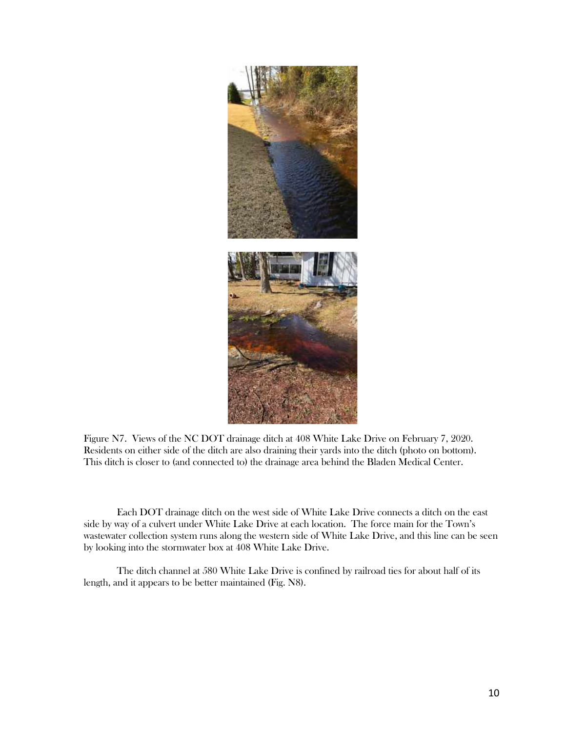Figure N7. Views of the NC DOT drainage ditch at 408 White Lake Drive on February 7, 2020. Residents on either side of the ditch are also draining their yards into the ditch (photo on bottom). This ditch is closer to (and connected to) the drainage area behind the Bladen Medical Center.

Each DOT drainage ditch on the west side of White Lake Drive connects a ditch on the east side by way of a culvert under White Lake Drive at each location. The force main for the Town's wastewater collection system runs along the western side of White Lake Drive, and this line can be seen by looking into the stormwater box at 408 White Lake Drive.

The ditch channel at 580 White Lake Drive is confined by railroad ties for about half of its length, and it appears to be better maintained (Fig. N8).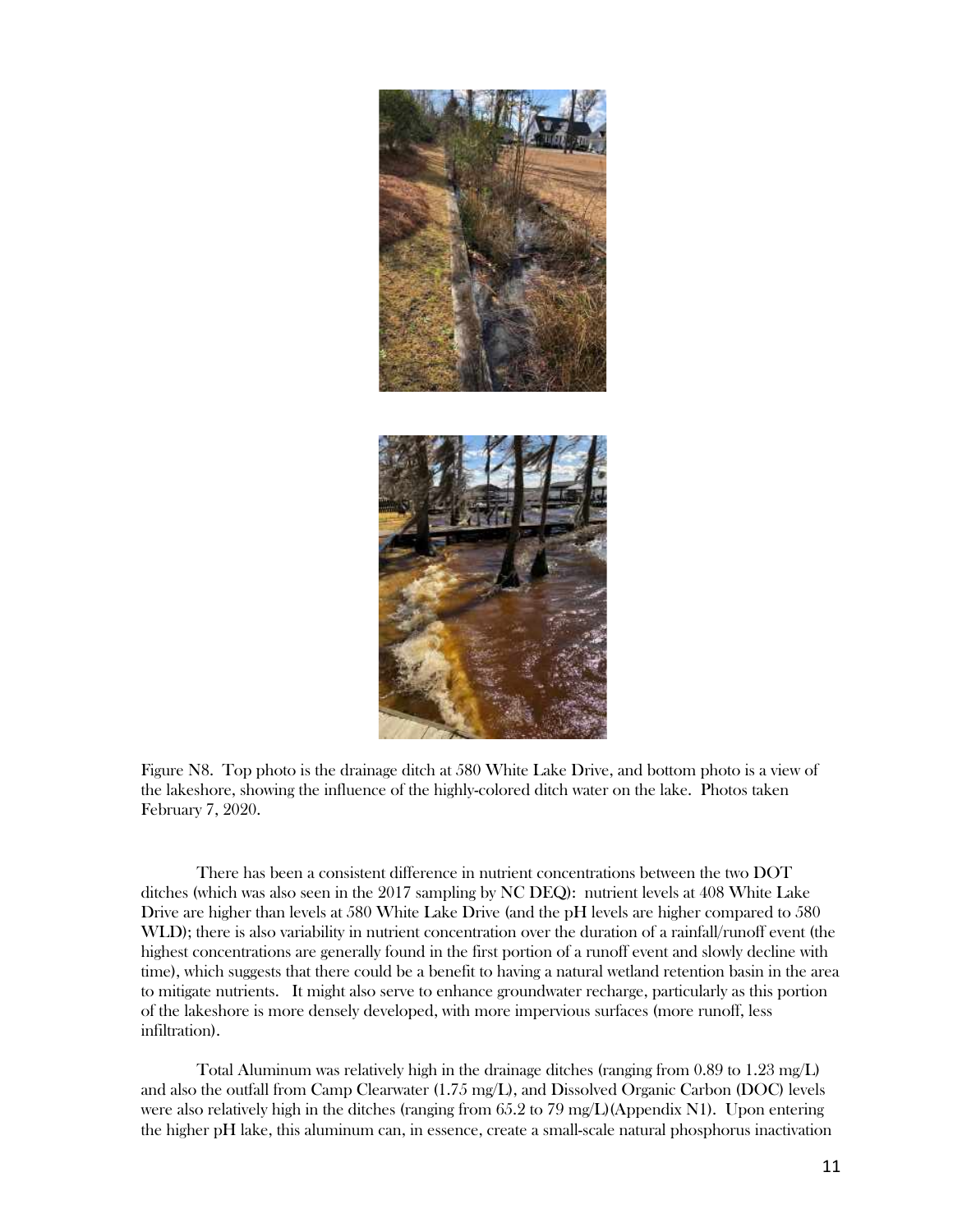Figure N8. Top photo is the drainage ditch at 580 White Lake Drive, and bottom photo is a view of the lakeshore, showing the influence of the highly-colored ditch water on the lake. Photos taken February 7, 2020.

There has been a consistent difference in nutrient concentrations between the two DOT ditches (which was also seen in the 2017 sampling by NC DEQ): nutrient levels at 408 White Lake Drive are higher than levels at 580 White Lake Drive (and the pH levels are higher compared to 580 WLD); there is also variability in nutrient concentration over the duration of a rainfall/runoff event (the highest concentrations are generally found in the first portion of a runoff event and slowly decline with time), which suggests that there could be a benefit to having a natural wetland retention basin in the area to mitigate nutrients. It might also serve to enhance groundwater recharge, particularly as this portion of the lakeshore is more densely developed, with more impervious surfaces (more runoff, less infiltration).

Total Aluminum was relatively high in the drainage ditches (ranging from 0.89 to 1.23 mg/L) and also the outfall from Camp Clearwater (1.75 mg/L), and Dissolved Organic Carbon (DOC) levels were also relatively high in the ditches (ranging from 65.2 to 79 mg/L)(Appendix N1). Upon entering the higher pH lake, this aluminum can, in essence, create a small-scale natural phosphorus inactivation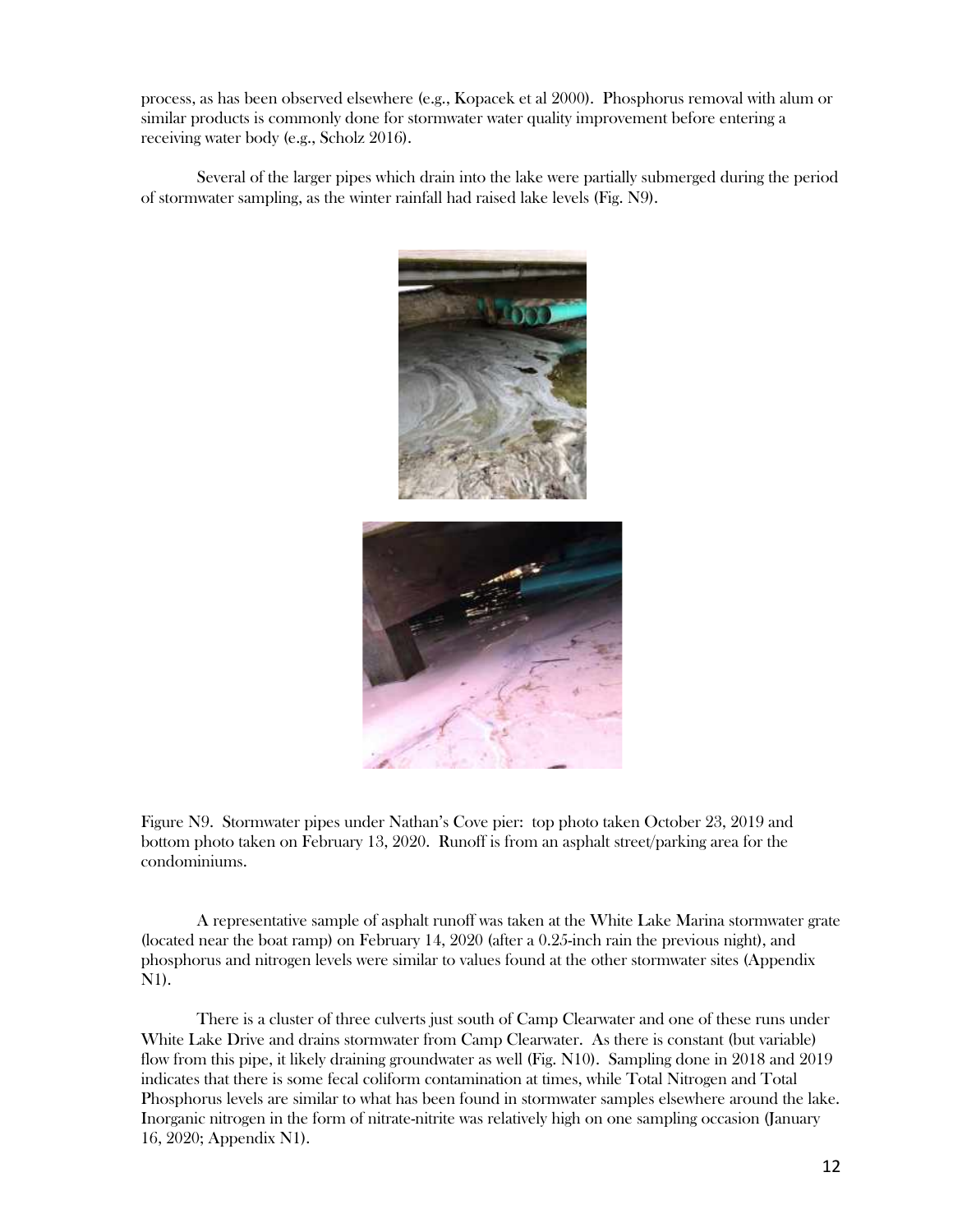process, as has been observed elsewhere (e.g., Kopacek et al 2000). Phosphorus removal with alum or similar products is commonly done for stormwater water quality improvement before entering a receiving water body (e.g., Scholz 2016).

Several of the larger pipes which drain into the lake were partially submerged during the period of stormwater sampling, as the winter rainfall had raised lake levels (Fig. N9).

Figure N9. Stormwater pipes under Nathan's Cove pier: top photo taken October 23, 2019 and bottom photo taken on February 13, 2020. Runoff is from an asphalt street/parking area for the condominiums.

A representative sample of asphalt runoff was taken at the White Lake Marina stormwater grate (located near the boat ramp) on February 14, 2020 (after a 0.25-inch rain the previous night), and phosphorus and nitrogen levels were similar to values found at the other stormwater sites (Appendix N1).

There is a cluster of three culverts just south of Camp Clearwater and one of these runs under White Lake Drive and drains stormwater from Camp Clearwater. As there is constant (but variable) flow from this pipe, it likely draining groundwater as well (Fig. N10). Sampling done in 2018 and 2019 indicates that there is some fecal coliform contamination at times, while Total Nitrogen and Total Phosphorus levels are similar to what has been found in stormwater samples elsewhere around the lake. Inorganic nitrogen in the form of nitrate-nitrite was relatively high on one sampling occasion (January 16, 2020; Appendix N1).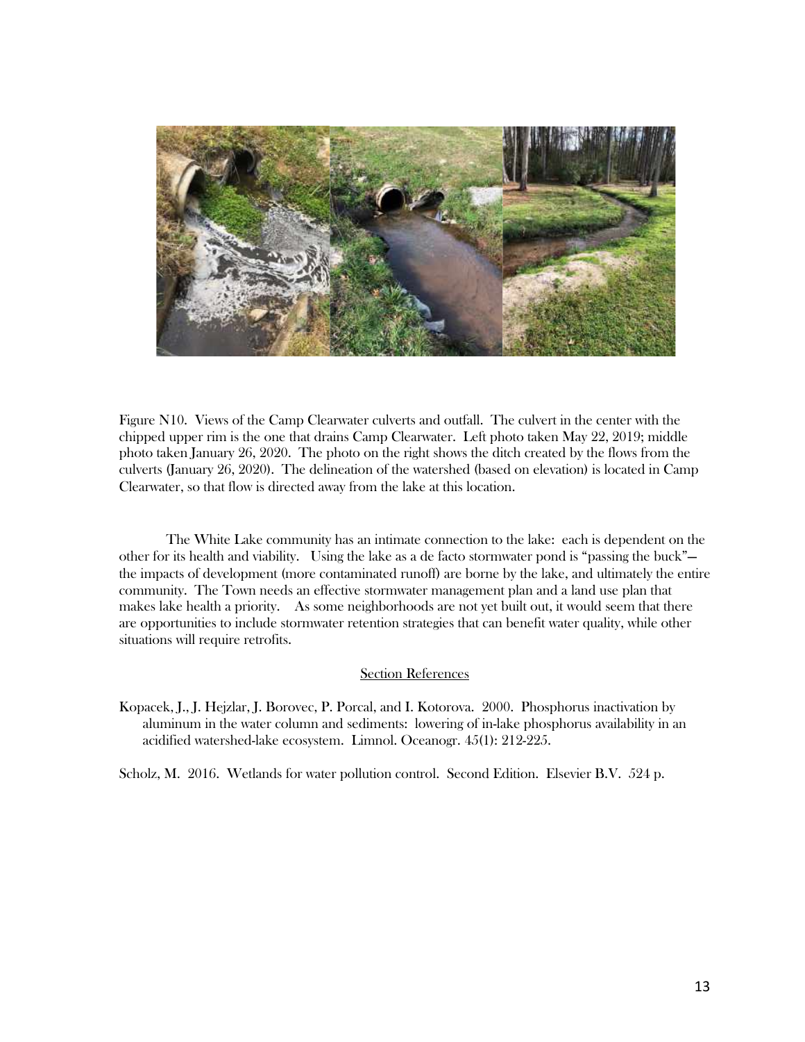Figure N10. Views of the Camp Clearwater culverts and outfall. The culvert in the center with the chipped upper rim is the one that drains Camp Clearwater. Left photo taken May 22, 2019; middle photo taken January 26, 2020. The photo on the right shows the ditch created by the flows from the culverts (January 26, 2020). The delineation of the watershed (based on elevation) is located in Camp Clearwater, so that flow is directed away from the lake at this location.

The White Lake community has an intimate connection to the lake: each is dependent on the other for its health and viability. Using the lake as a de facto stormwater pond is "passing the buck"—the impacts of development (more contaminated runoff) are borne by the lake, and ultimately the entire community. The Town needs an effective stormwater management plan and a land use plan that makes lake health a priority. As some neighborhoods are not yet built out, it would seem that there are opportunities to include stormwater retention strategies that can benefit water quality, while other situations will require retrofits.

## Section References

Kopacek, J., J. Hejzlar, J. Borovec, P. Porcal, and I. Kotorova. 2000. Phosphorus inactivation by aluminum in the water column and sediments: lowering of in-lake phosphorus availability in an acidified watershed-lake ecosystem. Limnol. Oceanogr. 45(1): 212-225.

Scholz, M. 2016. Wetlands for water pollution control. Second Edition. Elsevier B.V. 524 p.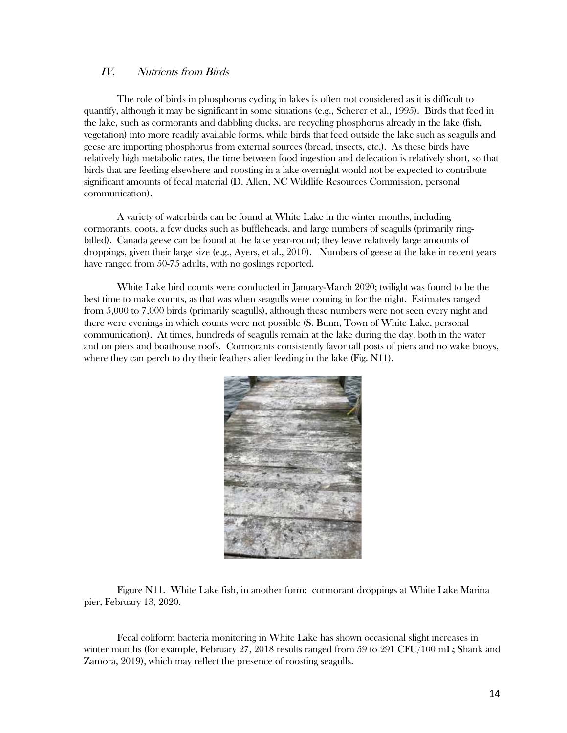## IV. *Nutrients from Birds*

The role of birds in phosphorus cycling in lakes is often not considered as it is difficult to quantify, although it may be significant in some situations (e.g., Scherer et al., 1995). Birds that feed in the lake, such as cormorants and dabbling ducks, are recycling phosphorus already in the lake (fish, vegetation) into more readily available forms, while birds that feed outside the lake such as seagulls and geese are importing phosphorus from external sources (bread, insects, etc.). As these birds have relatively high metabolic rates, the time between food ingestion and defecation is relatively short, so that birds that are feeding elsewhere and roosting in a lake overnight would not be expected to contribute significant amounts of fecal material (D. Allen, NC Wildlife Resources Commission, personal communication).

A variety of waterbirds can be found at White Lake in the winter months, including cormorants, coots, a few ducks such as buffleheads, and large numbers of seagulls (primarily ring-billed). Canada geese can be found at the lake year-round; they leave relatively large amounts of droppings, given their large size (e.g., Ayers, et al., 2010). Numbers of geese at the lake in recent years have ranged from 50-75 adults, with no goslings reported.

White Lake bird counts were conducted in January-March 2020; twilight was found to be the best time to make counts, as that was when seagulls were coming in for the night. Estimates ranged from 5,000 to 7,000 birds (primarily seagulls), although these numbers were not seen every night and there were evenings in which counts were not possible (S. Bunn, Town of White Lake, personal communication). At times, hundreds of seagulls remain at the lake during the day, both in the water and on piers and boathouse roofs. Cormorants consistently favor tall posts of piers and no wake buoys, where they can perch to dry their feathers after feeding in the lake (Fig. N11).

Figure N11. White Lake fish, in another form: cormorant droppings at White Lake Marina pier, February 13, 2020.

Fecal coliform bacteria monitoring in White Lake has shown occasional slight increases in winter months (for example, February 27, 2018 results ranged from 59 to 291 CFU/100 mL; Shank and Zamora, 2019), which may reflect the presence of roosting seagulls.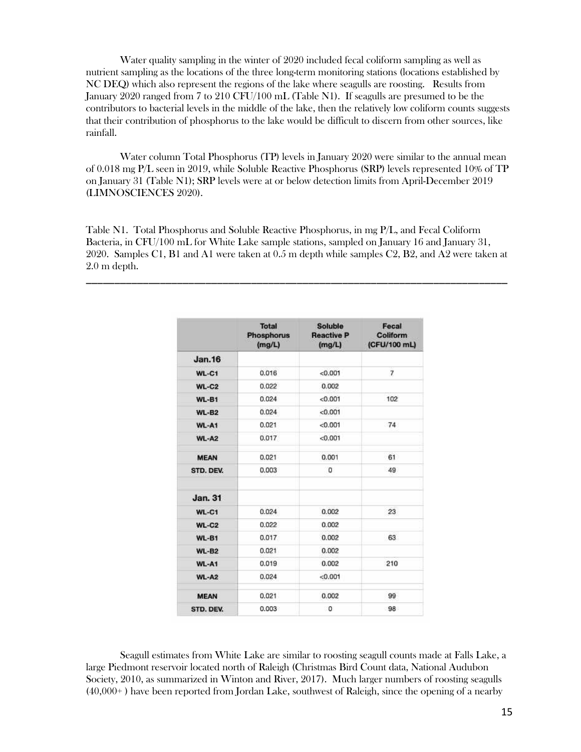Water quality sampling in the winter of 2020 included fecal coliform sampling as well as nutrient sampling as the locations of the three long-term monitoring stations (locations established by NC DEQ) which also represent the regions of the lake where seagulls are roosting. Results from January 2020 ranged from 7 to 210 CFU/100 mL (Table N1). If seagulls are presumed to be the contributors to bacterial levels in the middle of the lake, then the relatively low coliform counts suggests that their contribution of phosphorus to the lake would be difficult to discern from other sources, like rainfall.

Water column Total Phosphorus (TP) levels in January 2020 were similar to the annual mean of 0.018 mg P/L seen in 2019, while Soluble Reactive Phosphorus (SRP) levels represented 10% of TP on January 31 (Table N1); SRP levels were at or below detection limits from April-December 2019 (LIMNOSCIENCES 2020).

Table N1. Total Phosphorus and Soluble Reactive Phosphorus, in mg P/L, and Fecal Coliform Bacteria, in CFU/100 mL for White Lake sample stations, sampled on January 16 and January 31, 2020. Samples C1, B1 and A1 were taken at 0.5 m depth while samples C2, B2, and A2 were taken at 2.0 m depth.

| | Total Phosphorus (mg/L) | Soluble Reactive P (mg/L) | Fecal Coliform (CFU/100 mL) |
|---|---|---|---|
| **Jan.16** | | | |
| WL-C1 | 0.016 | <0.001 | 7 |
| WL-C2 | 0.022 | 0.002 | |
| WL-B1 | 0.024 | <0.001 | 102 |
| WL-B2 | 0.024 | <0.001 | |
| WL-A1 | 0.021 | <0.001 | 74 |
| WL-A2 | 0.017 | <0.001 | |
| MEAN | 0.021 | 0.001 | 61 |
| STD. DEV. | 0.003 | 0 | 49 |
| **Jan. 31** | | | |
| WL-C1 | 0.024 | 0.002 | 23 |
| WL-C2 | 0.022 | 0.002 | |
| WL-B1 | 0.017 | 0.002 | 63 |
| WL-B2 | 0.021 | 0.002 | |
| WL-A1 | 0.019 | 0.002 | 210 |
| WL-A2 | 0.024 | <0.001 | |
| MEAN | 0.021 | 0.002 | 99 |
| STD. DEV. | 0.003 | 0 | 98 |

Seagull estimates from White Lake are similar to roosting seagull counts made at Falls Lake, a large Piedmont reservoir located north of Raleigh (Christmas Bird Count data, National Audubon Society, 2010, as summarized in Winton and River, 2017). Much larger numbers of roosting seagulls (40,000+ ) have been reported from Jordan Lake, southwest of Raleigh, since the opening of a nearby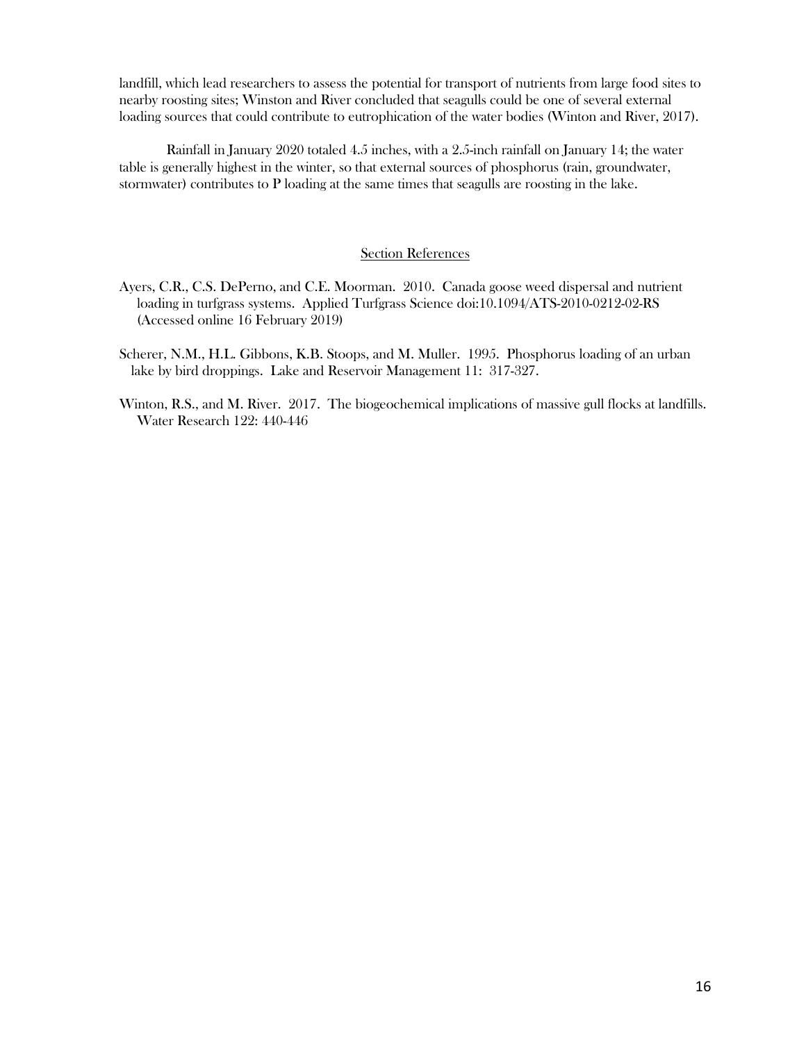landfill, which lead researchers to assess the potential for transport of nutrients from large food sites to nearby roosting sites; Winston and River concluded that seagulls could be one of several external loading sources that could contribute to eutrophication of the water bodies (Winton and River, 2017).

Rainfall in January 2020 totaled 4.5 inches, with a 2.5-inch rainfall on January 14; the water table is generally highest in the winter, so that external sources of phosphorus (rain, groundwater, stormwater) contributes to P loading at the same times that seagulls are roosting in the lake.

## Section References

Ayers, C.R., C.S. DePerno, and C.E. Moorman. 2010. Canada goose weed dispersal and nutrient loading in turfgrass systems. Applied Turfgrass Science doi:10.1094/ATS-2010-0212-02-RS (Accessed online 16 February 2019)

Scherer, N.M., H.L. Gibbons, K.B. Stoops, and M. Muller. 1995. Phosphorus loading of an urban lake by bird droppings. Lake and Reservoir Management 11: 317-327.

Winton, R.S., and M. River. 2017. The biogeochemical implications of massive gull flocks at landfills. Water Research 122: 440-446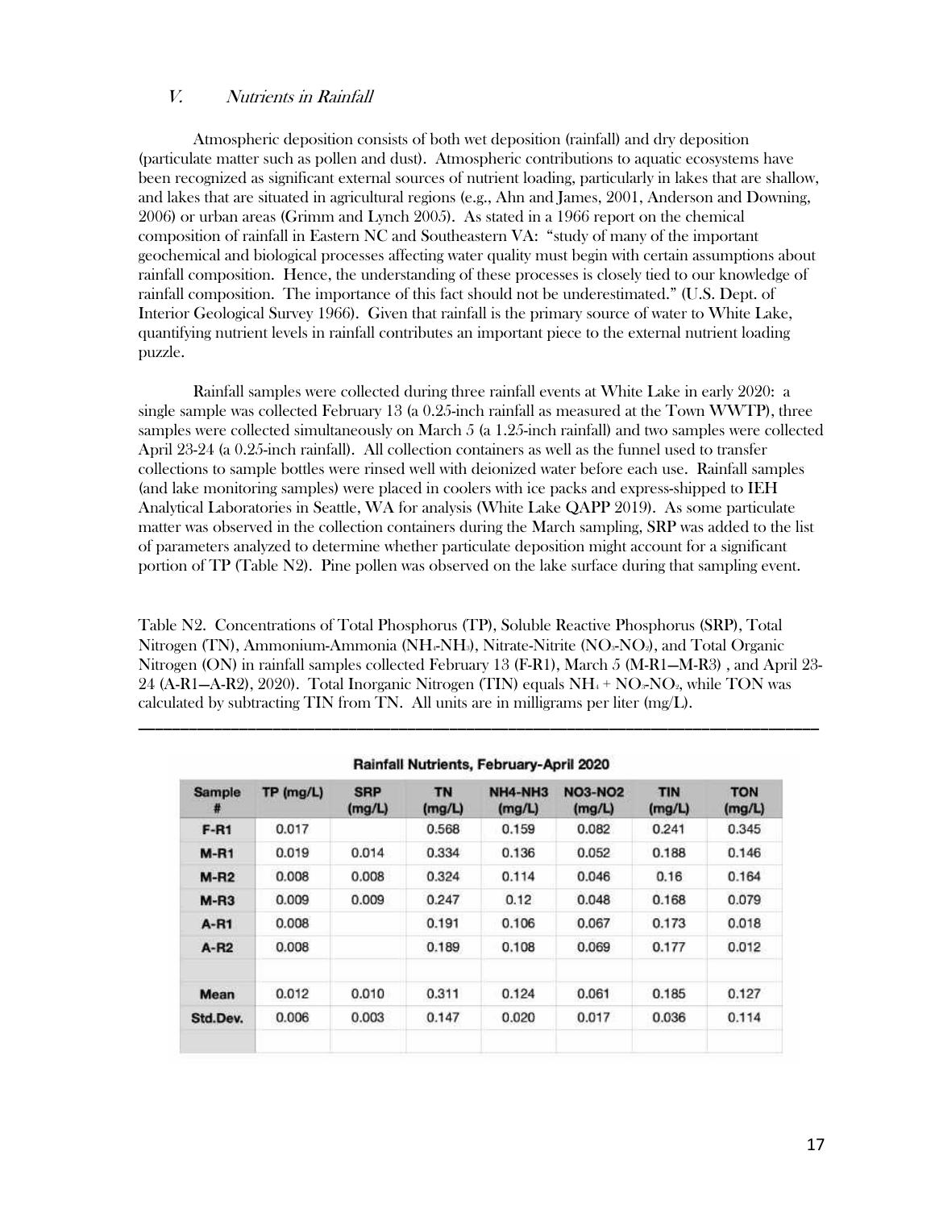## V. *Nutrients in Rainfall*

Atmospheric deposition consists of both wet deposition (rainfall) and dry deposition (particulate matter such as pollen and dust). Atmospheric contributions to aquatic ecosystems have been recognized as significant external sources of nutrient loading, particularly in lakes that are shallow, and lakes that are situated in agricultural regions (e.g., Ahn and James, 2001, Anderson and Downing, 2006) or urban areas (Grimm and Lynch 2005). As stated in a 1966 report on the chemical composition of rainfall in Eastern NC and Southeastern VA: "study of many of the important geochemical and biological processes affecting water quality must begin with certain assumptions about rainfall composition. Hence, the understanding of these processes is closely tied to our knowledge of rainfall composition. The importance of this fact should not be underestimated." (U.S. Dept. of Interior Geological Survey 1966). Given that rainfall is the primary source of water to White Lake, quantifying nutrient levels in rainfall contributes an important piece to the external nutrient loading puzzle.

Rainfall samples were collected during three rainfall events at White Lake in early 2020: a single sample was collected February 13 (a 0.25-inch rainfall as measured at the Town WWTP), three samples were collected simultaneously on March 5 (a 1.25-inch rainfall) and two samples were collected April 23-24 (a 0.25-inch rainfall). All collection containers as well as the funnel used to transfer collections to sample bottles were rinsed well with deionized water before each use. Rainfall samples (and lake monitoring samples) were placed in coolers with ice packs and express-shipped to IEH Analytical Laboratories in Seattle, WA for analysis (White Lake QAPP 2019). As some particulate matter was observed in the collection containers during the March sampling, SRP was added to the list of parameters analyzed to determine whether particulate deposition might account for a significant portion of TP (Table N2). Pine pollen was observed on the lake surface during that sampling event.

Table N2. Concentrations of Total Phosphorus (TP), Soluble Reactive Phosphorus (SRP), Total Nitrogen (TN), Ammonium-Ammonia ($NH_4$-$NH_3$), Nitrate-Nitrite ($NO_3$-$NO_2$), and Total Organic Nitrogen (ON) in rainfall samples collected February 13 (F-R1), March 5 (M-R1—M-R3) , and April 23-24 (A-R1—A-R2), 2020). Total Inorganic Nitrogen (TIN) equals $NH_4$ + $NO_3$-$NO_2$, while TON was calculated by subtracting TIN from TN. All units are in milligrams per liter (mg/L).

**Rainfall Nutrients, February-April 2020**

| Sample # | TP (mg/L) | SRP (mg/L) | TN (mg/L) | NH4-NH3 (mg/L) | NO3-NO2 (mg/L) | TIN (mg/L) | TON (mg/L) |
|---|---|---|---|---|---|---|---|
| F-R1 | 0.017 | | 0.568 | 0.159 | 0.082 | 0.241 | 0.345 |
| M-R1 | 0.019 | 0.014 | 0.334 | 0.136 | 0.052 | 0.188 | 0.146 |
| M-R2 | 0.008 | 0.008 | 0.324 | 0.114 | 0.046 | 0.16 | 0.164 |
| M-R3 | 0.009 | 0.009 | 0.247 | 0.12 | 0.048 | 0.168 | 0.079 |
| A-R1 | 0.008 | | 0.191 | 0.106 | 0.067 | 0.173 | 0.018 |
| A-R2 | 0.008 | | 0.189 | 0.108 | 0.069 | 0.177 | 0.012 |
| | | | | | | | |
| Mean | 0.012 | 0.010 | 0.311 | 0.124 | 0.061 | 0.185 | 0.127 |
| Std.Dev. | 0.006 | 0.003 | 0.147 | 0.020 | 0.017 | 0.036 | 0.114 |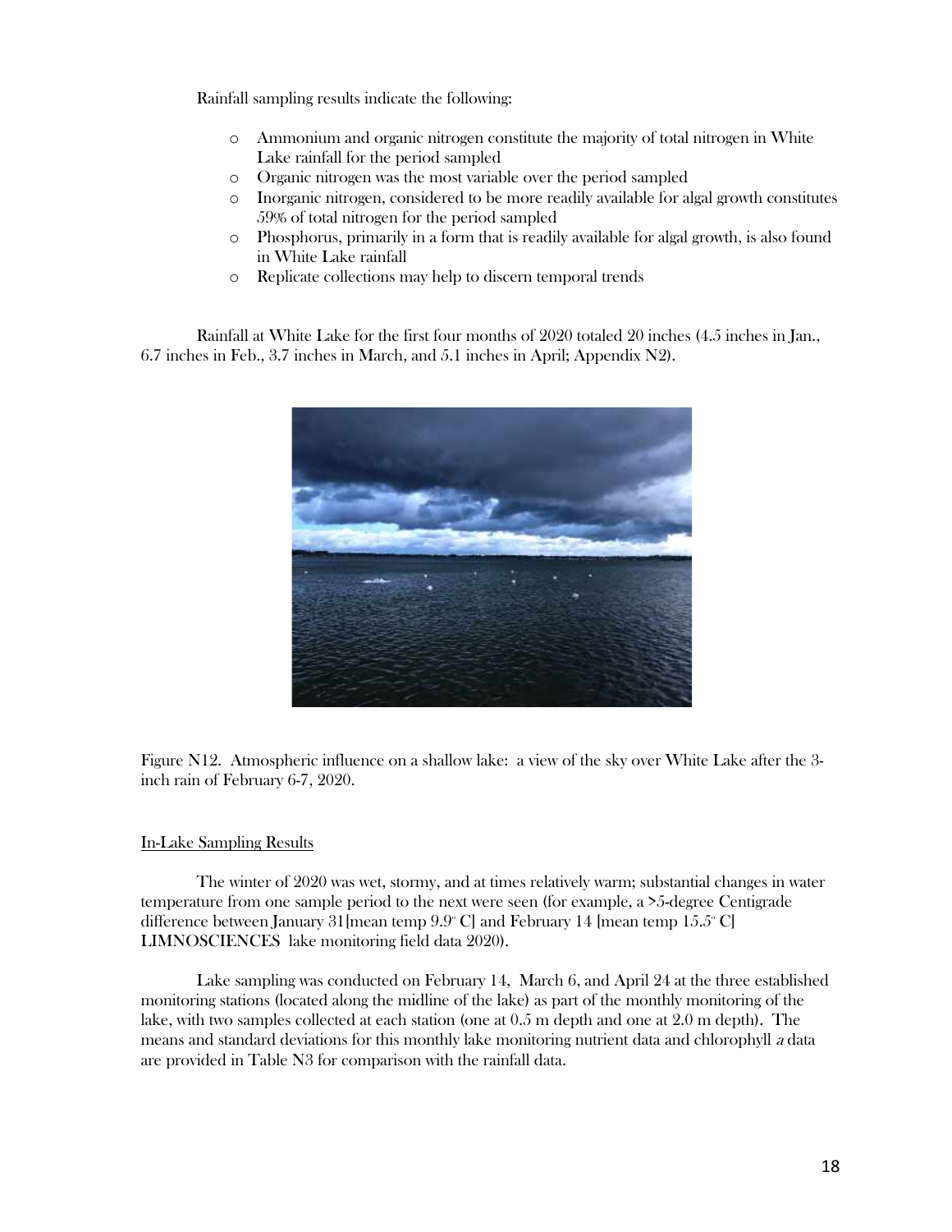Rainfall sampling results indicate the following:

- Ammonium and organic nitrogen constitute the majority of total nitrogen in White Lake rainfall for the period sampled
- Organic nitrogen was the most variable over the period sampled
- Inorganic nitrogen, considered to be more readily available for algal growth constitutes 59% of total nitrogen for the period sampled
- Phosphorus, primarily in a form that is readily available for algal growth, is also found in White Lake rainfall
- Replicate collections may help to discern temporal trends

Rainfall at White Lake for the first four months of 2020 totaled 20 inches (4.5 inches in Jan., 6.7 inches in Feb., 3.7 inches in March, and 5.1 inches in April; Appendix N2).

Figure N12. Atmospheric influence on a shallow lake: a view of the sky over White Lake after the 3-inch rain of February 6-7, 2020.

## In-Lake Sampling Results

The winter of 2020 was wet, stormy, and at times relatively warm; substantial changes in water temperature from one sample period to the next were seen (for example, a >5-degree Centigrade difference between January 31[mean temp 9.9° C] and February 14 [mean temp 15.5° C] **LIMNOSCIENCES** lake monitoring field data 2020).

Lake sampling was conducted on February 14, March 6, and April 24 at the three established monitoring stations (located along the midline of the lake) as part of the monthly monitoring of the lake, with two samples collected at each station (one at 0.5 m depth and one at 2.0 m depth). The means and standard deviations for this monthly lake monitoring nutrient data and chlorophyll *a* data are provided in Table N3 for comparison with the rainfall data.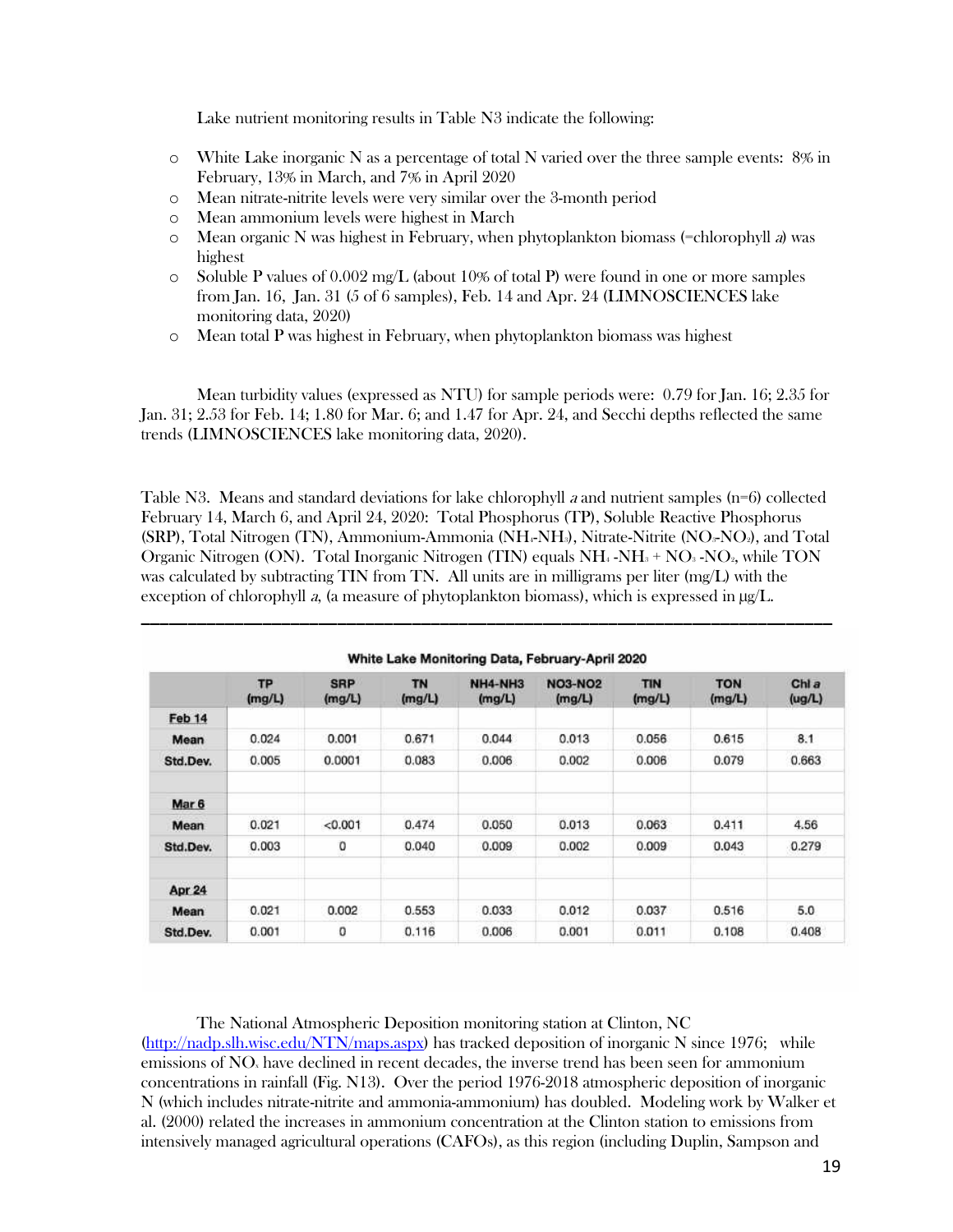Lake nutrient monitoring results in Table N3 indicate the following:

- White Lake inorganic N as a percentage of total N varied over the three sample events: 8% in February, 13% in March, and 7% in April 2020
- Mean nitrate-nitrite levels were very similar over the 3-month period
- Mean ammonium levels were highest in March
- Mean organic N was highest in February, when phytoplankton biomass (=chlorophyll *a*) was highest
- Soluble P values of 0.002 mg/L (about 10% of total P) were found in one or more samples from Jan. 16, Jan. 31 (5 of 6 samples), Feb. 14 and Apr. 24 (LIMNOSCIENCES lake monitoring data, 2020)
- Mean total P was highest in February, when phytoplankton biomass was highest

Mean turbidity values (expressed as NTU) for sample periods were: 0.79 for Jan. 16; 2.35 for Jan. 31; 2.53 for Feb. 14; 1.80 for Mar. 6; and 1.47 for Apr. 24, and Secchi depths reflected the same trends (LIMNOSCIENCES lake monitoring data, 2020).

Table N3. Means and standard deviations for lake chlorophyll *a* and nutrient samples (n=6) collected February 14, March 6, and April 24, 2020: Total Phosphorus (TP), Soluble Reactive Phosphorus (SRP), Total Nitrogen (TN), Ammonium-Ammonia ($NH_4$-$NH_3$), Nitrate-Nitrite ($NO_3$-$NO_2$), and Total Organic Nitrogen (ON). Total Inorganic Nitrogen (TIN) equals $NH_4$-$NH_3$ + $NO_3$-$NO_2$, while TON was calculated by subtracting TIN from TN. All units are in milligrams per liter (mg/L) with the exception of chlorophyll *a*, (a measure of phytoplankton biomass), which is expressed in µg/L.

**White Lake Monitoring Data, February-April 2020**

| | TP (mg/L) | SRP (mg/L) | TN (mg/L) | NH4-NH3 (mg/L) | NO3-NO2 (mg/L) | TIN (mg/L) | TON (mg/L) | Chl *a* (ug/L) |
|---|---|---|---|---|---|---|---|---|
| **Feb 14** | | | | | | | | |
| **Mean** | 0.024 | 0.001 | 0.671 | 0.044 | 0.013 | 0.056 | 0.615 | 8.1 |
| **Std.Dev.** | 0.005 | 0.0001 | 0.083 | 0.006 | 0.002 | 0.006 | 0.079 | 0.663 |
| | | | | | | | | |
| **Mar 6** | | | | | | | | |
| **Mean** | 0.021 | <0.001 | 0.474 | 0.050 | 0.013 | 0.063 | 0.411 | 4.56 |
| **Std.Dev.** | 0.003 | 0 | 0.040 | 0.009 | 0.002 | 0.009 | 0.043 | 0.279 |
| | | | | | | | | |
| **Apr 24** | | | | | | | | |
| **Mean** | 0.021 | 0.002 | 0.553 | 0.033 | 0.012 | 0.037 | 0.516 | 5.0 |
| **Std.Dev.** | 0.001 | 0 | 0.116 | 0.006 | 0.001 | 0.011 | 0.108 | 0.408 |

The National Atmospheric Deposition monitoring station at Clinton, NC (http://nadp.slh.wisc.edu/NTN/maps.aspx) has tracked deposition of inorganic N since 1976; while emissions of $NO_x$ have declined in recent decades, the inverse trend has been seen for ammonium concentrations in rainfall (Fig. N13). Over the period 1976-2018 atmospheric deposition of inorganic N (which includes nitrate-nitrite and ammonia-ammonium) has doubled. Modeling work by Walker et al. (2000) related the increases in ammonium concentration at the Clinton station to emissions from intensively managed agricultural operations (CAFOs), as this region (including Duplin, Sampson and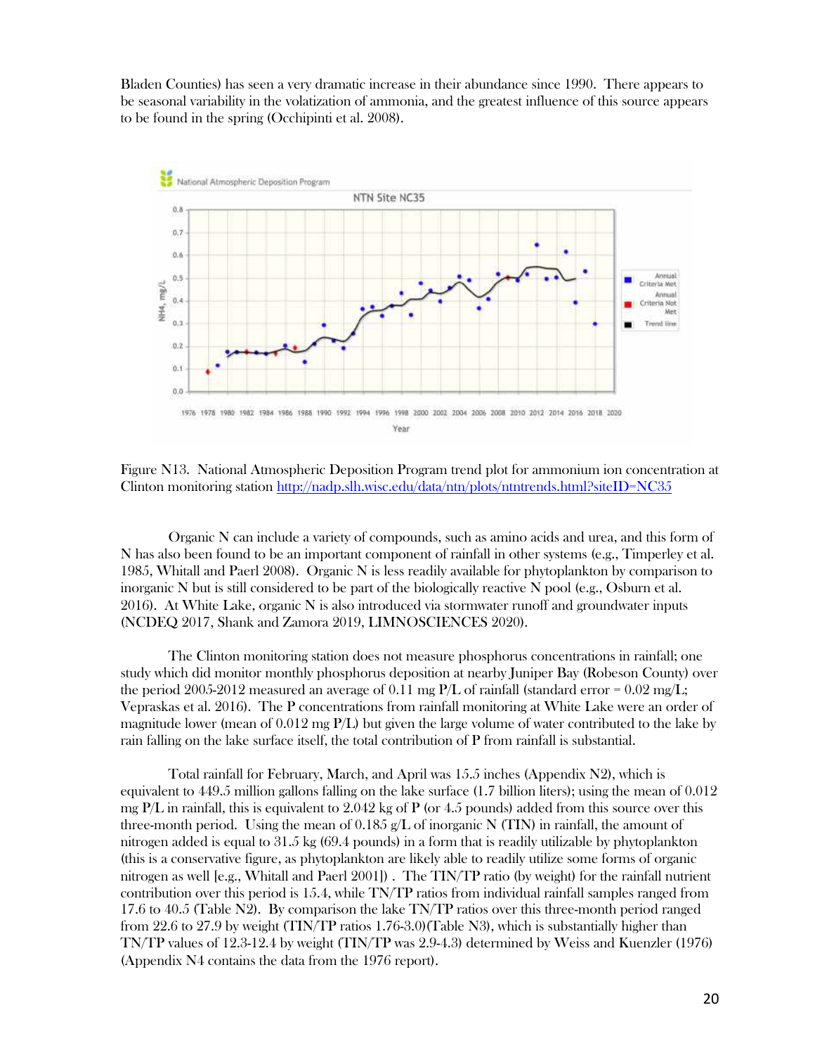Bladen Counties) has seen a very dramatic increase in their abundance since 1990. There appears to be seasonal variability in the volatization of ammonia, and the greatest influence of this source appears to be found in the spring (Occhipinti et al. 2008).

Figure N13. National Atmospheric Deposition Program trend plot for ammonium ion concentration at Clinton monitoring station http://nadp.slh.wisc.edu/data/ntn/plots/ntntrends.html?siteID=NC35

Organic N can include a variety of compounds, such as amino acids and urea, and this form of N has also been found to be an important component of rainfall in other systems (e.g., Timperley et al. 1985, Whitall and Paerl 2008). Organic N is less readily available for phytoplankton by comparison to inorganic N but is still considered to be part of the biologically reactive N pool (e.g., Osburn et al. 2016). At White Lake, organic N is also introduced via stormwater runoff and groundwater inputs (NCDEQ 2017, Shank and Zamora 2019, LIMNOSCIENCES 2020).

The Clinton monitoring station does not measure phosphorus concentrations in rainfall; one study which did monitor monthly phosphorus deposition at nearby Juniper Bay (Robeson County) over the period 2005-2012 measured an average of 0.11 mg P/L of rainfall (standard error = 0.02 mg/L; Vepraskas et al. 2016). The P concentrations from rainfall monitoring at White Lake were an order of magnitude lower (mean of 0.012 mg P/L) but given the large volume of water contributed to the lake by rain falling on the lake surface itself, the total contribution of P from rainfall is substantial.

Total rainfall for February, March, and April was 15.5 inches (Appendix N2), which is equivalent to 449.5 million gallons falling on the lake surface (1.7 billion liters); using the mean of 0.012 mg P/L in rainfall, this is equivalent to 2.042 kg of P (or 4.5 pounds) added from this source over this three-month period. Using the mean of 0.185 g/L of inorganic N (TIN) in rainfall, the amount of nitrogen added is equal to 31.5 kg (69.4 pounds) in a form that is readily utilizable by phytoplankton (this is a conservative figure, as phytoplankton are likely able to readily utilize some forms of organic nitrogen as well [e.g., Whitall and Paerl 2001]) . The TIN/TP ratio (by weight) for the rainfall nutrient contribution over this period is 15.4, while TIN/TP ratios from individual rainfall samples ranged from 17.6 to 40.5 (Table N2). By comparison the lake TN/TP ratios over this three-month period ranged from 22.6 to 27.9 by weight (TIN/TP ratios 1.76-3.0)(Table N3), which is substantially higher than TN/TP values of 12.3-12.4 by weight (TIN/TP was 2.9-4.3) determined by Weiss and Kuenzler (1976) (Appendix N4 contains the data from the 1976 report).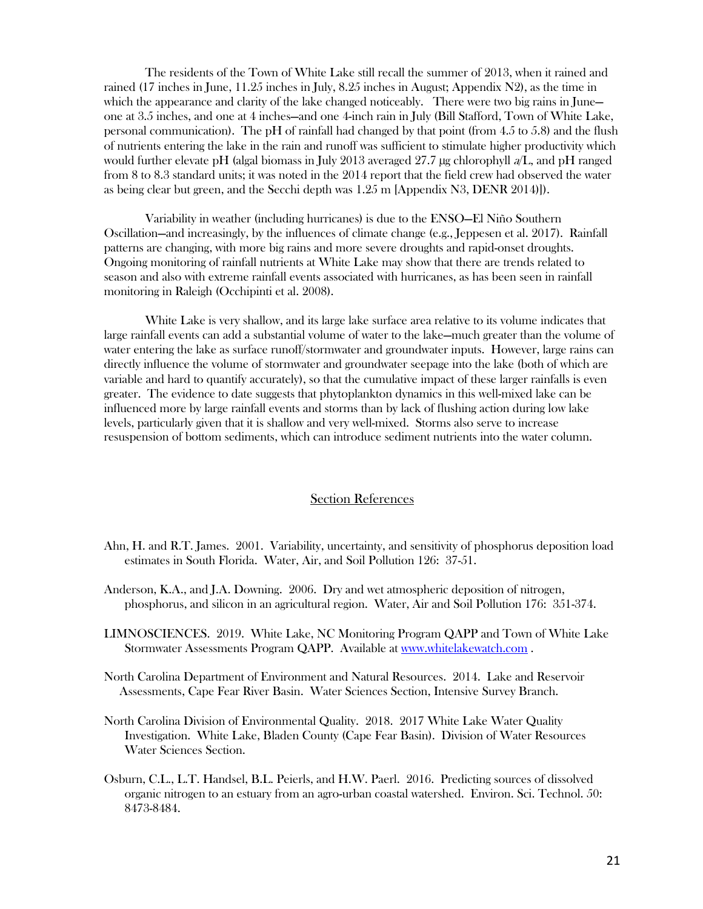The residents of the Town of White Lake still recall the summer of 2013, when it rained and rained (17 inches in June, 11.25 inches in July, 8.25 inches in August; Appendix N2), as the time in which the appearance and clarity of the lake changed noticeably. There were two big rains in June—one at 3.5 inches, and one at 4 inches—and one 4-inch rain in July (Bill Stafford, Town of White Lake, personal communication). The pH of rainfall had changed by that point (from 4.5 to 5.8) and the flush of nutrients entering the lake in the rain and runoff was sufficient to stimulate higher productivity which would further elevate pH (algal biomass in July 2013 averaged 27.7 µg chlorophyll *a*/L, and pH ranged from 8 to 8.3 standard units; it was noted in the 2014 report that the field crew had observed the water as being clear but green, and the Secchi depth was 1.25 m [Appendix N3, DENR 2014]).

Variability in weather (including hurricanes) is due to the ENSO—El Niño Southern Oscillation—and increasingly, by the influences of climate change (e.g., Jeppesen et al. 2017). Rainfall patterns are changing, with more big rains and more severe droughts and rapid-onset droughts. Ongoing monitoring of rainfall nutrients at White Lake may show that there are trends related to season and also with extreme rainfall events associated with hurricanes, as has been seen in rainfall monitoring in Raleigh (Occhipinti et al. 2008).

White Lake is very shallow, and its large lake surface area relative to its volume indicates that large rainfall events can add a substantial volume of water to the lake—much greater than the volume of water entering the lake as surface runoff/stormwater and groundwater inputs. However, large rains can directly influence the volume of stormwater and groundwater seepage into the lake (both of which are variable and hard to quantify accurately), so that the cumulative impact of these larger rainfalls is even greater. The evidence to date suggests that phytoplankton dynamics in this well-mixed lake can be influenced more by large rainfall events and storms than by lack of flushing action during low lake levels, particularly given that it is shallow and very well-mixed. Storms also serve to increase resuspension of bottom sediments, which can introduce sediment nutrients into the water column.

## Section References

Ahn, H. and R.T. James. 2001. Variability, uncertainty, and sensitivity of phosphorus deposition load estimates in South Florida. Water, Air, and Soil Pollution 126: 37-51.

Anderson, K.A., and J.A. Downing. 2006. Dry and wet atmospheric deposition of nitrogen, phosphorus, and silicon in an agricultural region. Water, Air and Soil Pollution 176: 351-374.

LIMNOSCIENCES. 2019. White Lake, NC Monitoring Program QAPP and Town of White Lake Stormwater Assessments Program QAPP. Available at www.whitelakewatch.com .

North Carolina Department of Environment and Natural Resources. 2014. Lake and Reservoir Assessments, Cape Fear River Basin. Water Sciences Section, Intensive Survey Branch.

North Carolina Division of Environmental Quality. 2018. 2017 White Lake Water Quality Investigation. White Lake, Bladen County (Cape Fear Basin). Division of Water Resources Water Sciences Section.

Osburn, C.L., L.T. Handsel, B.L. Peierls, and H.W. Paerl. 2016. Predicting sources of dissolved organic nitrogen to an estuary from an agro-urban coastal watershed. Environ. Sci. Technol. 50: 8473-8484.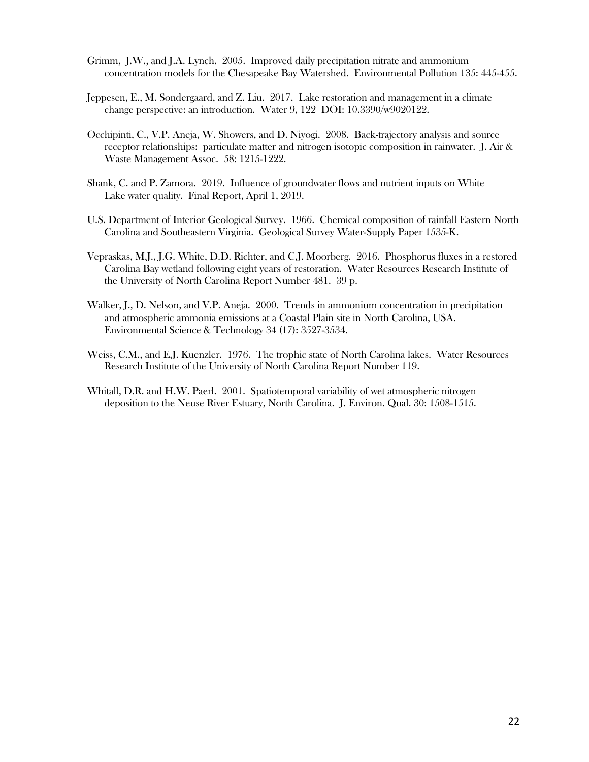Grimm, J.W., and J.A. Lynch. 2005. Improved daily precipitation nitrate and ammonium concentration models for the Chesapeake Bay Watershed. Environmental Pollution 135: 445-455.

Jeppesen, E., M. Sondergaard, and Z. Liu. 2017. Lake restoration and management in a climate change perspective: an introduction. Water 9, 122 DOI: 10.3390/w9020122.

Occhipinti, C., V.P. Aneja, W. Showers, and D. Niyogi. 2008. Back-trajectory analysis and source receptor relationships: particulate matter and nitrogen isotopic composition in rainwater. J. Air & Waste Management Assoc. 58: 1215-1222.

Shank, C. and P. Zamora. 2019. Influence of groundwater flows and nutrient inputs on White Lake water quality. Final Report, April 1, 2019.

U.S. Department of Interior Geological Survey. 1966. Chemical composition of rainfall Eastern North Carolina and Southeastern Virginia. Geological Survey Water-Supply Paper 1535-K.

Vepraskas, M.J., J.G. White, D.D. Richter, and C.J. Moorberg. 2016. Phosphorus fluxes in a restored Carolina Bay wetland following eight years of restoration. Water Resources Research Institute of the University of North Carolina Report Number 481. 39 p.

Walker, J., D. Nelson, and V.P. Aneja. 2000. Trends in ammonium concentration in precipitation and atmospheric ammonia emissions at a Coastal Plain site in North Carolina, USA. Environmental Science & Technology 34 (17): 3527-3534.

Weiss, C.M., and E.J. Kuenzler. 1976. The trophic state of North Carolina lakes. Water Resources Research Institute of the University of North Carolina Report Number 119.

Whitall, D.R. and H.W. Paerl. 2001. Spatiotemporal variability of wet atmospheric nitrogen deposition to the Neuse River Estuary, North Carolina. J. Environ. Qual. 30: 1508-1515.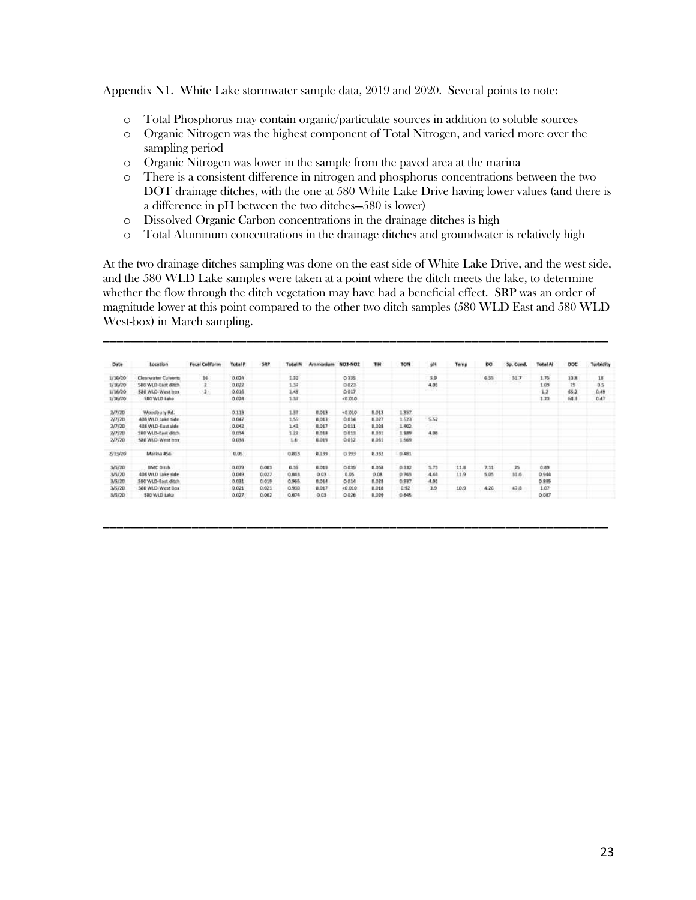Appendix N1. White Lake stormwater sample data, 2019 and 2020. Several points to note:

- Total Phosphorus may contain organic/particulate sources in addition to soluble sources
- Organic Nitrogen was the highest component of Total Nitrogen, and varied more over the sampling period
- Organic Nitrogen was lower in the sample from the paved area at the marina
- There is a consistent difference in nitrogen and phosphorus concentrations between the two DOT drainage ditches, with the one at 580 White Lake Drive having lower values (and there is a difference in pH between the two ditches—580 is lower)
- Dissolved Organic Carbon concentrations in the drainage ditches is high
- Total Aluminum concentrations in the drainage ditches and groundwater is relatively high

At the two drainage ditches sampling was done on the east side of White Lake Drive, and the west side, and the 580 WLD Lake samples were taken at a point where the ditch meets the lake, to determine whether the flow through the ditch vegetation may have had a beneficial effect. SRP was an order of magnitude lower at this point compared to the other two ditch samples (580 WLD East and 580 WLD West-box) in March sampling.

| Date | Location | Fecal Coliform | Total P | SRP | Total N | Ammonium | NO3-NO2 | TIN | TON | pH | Temp | DO | Sp. Cond. | Total Al | DOC | Turbidity |
|---|---|---|---|---|---|---|---|---|---|---|---|---|---|---|---|---|
| 1/16/20 | Clearwater Culverts | 16 | 0.024 | | 1.32 | | 0.335 | | | 5.9 | | 6.55 | 51.7 | 1.75 | 13.8 | 18 |
| 1/16/20 | 580 WLD-East ditch | 2 | 0.022 | | 1.37 | | 0.023 | | | 4.01 | | | | 1.09 | 79 | 0.5 |
| 1/16/20 | 580 WLD-West box | 2 | 0.016 | | 1.49 | | 0.017 | | | | | | | 1.2 | 65.2 | 0.49 |
| 1/16/20 | 580 WLD Lake | | 0.024 | | 1.37 | | <0.010 | | | | | | | 1.23 | 68.3 | 0.47 |
| 2/7/20 | Woodbury Rd. | | 0.113 | | 1.37 | 0.013 | <0.010 | 0.013 | 1.357 | | | | | | | |
| 2/7/20 | 408 WLD Lake side | | 0.047 | | 1.55 | 0.013 | 0.014 | 0.027 | 1.523 | 5.52 | | | | | | |
| 2/7/20 | 408 WLD-East side | | 0.042 | | 1.43 | 0.017 | 0.011 | 0.028 | 1.402 | | | | | | | |
| 2/7/20 | 580 WLD-East ditch | | 0.034 | | 1.22 | 0.018 | 0.013 | 0.031 | 1.189 | 4.08 | | | | | | |
| 2/7/20 | 580 WLD-West box | | 0.034 | | 1.6 | 0.019 | 0.012 | 0.031 | 1.569 | | | | | | | |
| 2/13/20 | Marina #56 | | 0.05 | | 0.813 | 0.139 | 0.193 | 0.332 | 0.481 | | | | | | | |
| 3/5/20 | BMC Ditch | | 0.079 | 0.003 | 0.39 | 0.019 | 0.039 | 0.058 | 0.332 | 5.73 | 11.8 | 7.11 | 25 | 0.89 | | |
| 3/5/20 | 408 WLD Lake side | | 0.049 | 0.027 | 0.843 | 0.03 | 0.05 | 0.08 | 0.763 | 4.44 | 11.9 | 5.05 | 31.6 | 0.944 | | |
| 3/5/20 | 580 WLD-East ditch | | 0.031 | 0.019 | 0.965 | 0.014 | 0.014 | 0.028 | 0.937 | 4.01 | | | | 0.895 | | |
| 3/5/20 | 580 WLD-West Box | | 0.021 | 0.021 | 0.938 | 0.017 | <0.010 | 0.018 | 0.92 | 3.9 | 10.9 | 4.26 | 47.8 | 1.07 | | |
| 3/5/20 | 580 WLD Lake | | 0.027 | 0.002 | 0.674 | 0.03 | 0.026 | 0.029 | 0.645 | | | | | 0.087 | | |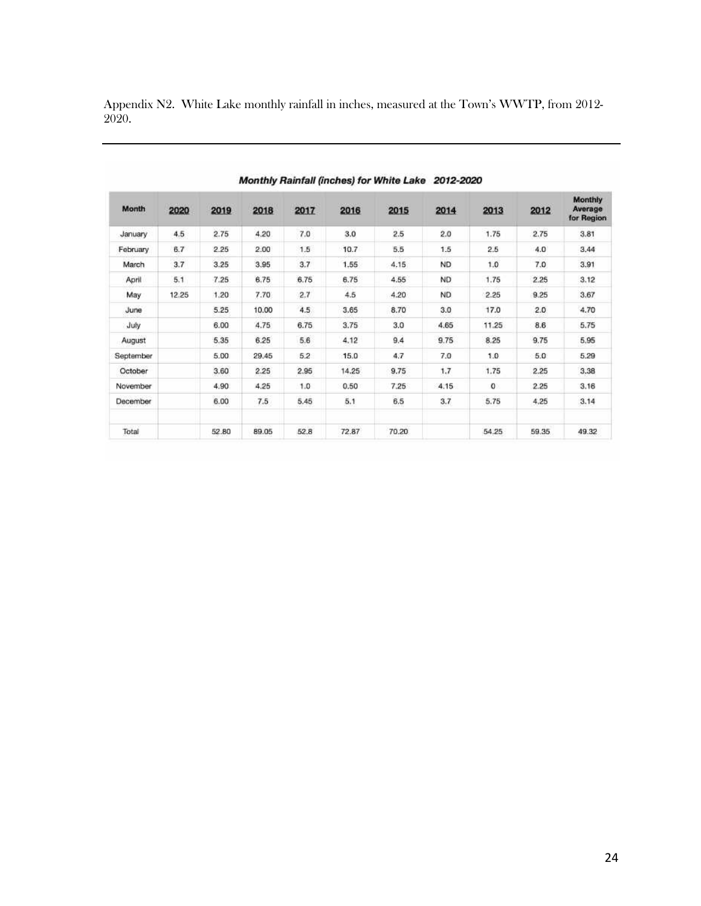Appendix N2. White Lake monthly rainfall in inches, measured at the Town's WWTP, from 2012-2020.

***Monthly Rainfall (inches) for White Lake 2012-2020***

| Month | 2020 | 2019 | 2018 | 2017 | 2016 | 2015 | 2014 | 2013 | 2012 | Monthly Average for Region |
|---|---|---|---|---|---|---|---|---|---|---|
| January | 4.5 | 2.75 | 4.20 | 7.0 | 3.0 | 2.5 | 2.0 | 1.75 | 2.75 | 3.81 |
| February | 6.7 | 2.25 | 2.00 | 1.5 | 10.7 | 5.5 | 1.5 | 2.5 | 4.0 | 3.44 |
| March | 3.7 | 3.25 | 3.95 | 3.7 | 1.55 | 4.15 | ND | 1.0 | 7.0 | 3.91 |
| April | 5.1 | 7.25 | 6.75 | 6.75 | 6.75 | 4.55 | ND | 1.75 | 2.25 | 3.12 |
| May | 12.25 | 1.20 | 7.70 | 2.7 | 4.5 | 4.20 | ND | 2.25 | 9.25 | 3.67 |
| June | | 5.25 | 10.00 | 4.5 | 3.65 | 8.70 | 3.0 | 17.0 | 2.0 | 4.70 |
| July | | 6.00 | 4.75 | 6.75 | 3.75 | 3.0 | 4.65 | 11.25 | 8.6 | 5.75 |
| August | | 5.35 | 6.25 | 5.6 | 4.12 | 9.4 | 9.75 | 8.25 | 9.75 | 5.95 |
| September | | 5.00 | 29.45 | 5.2 | 15.0 | 4.7 | 7.0 | 1.0 | 5.0 | 5.29 |
| October | | 3.60 | 2.25 | 2.95 | 14.25 | 9.75 | 1.7 | 1.75 | 2.25 | 3.38 |
| November | | 4.90 | 4.25 | 1.0 | 0.50 | 7.25 | 4.15 | 0 | 2.25 | 3.16 |
| December | | 6.00 | 7.5 | 5.45 | 5.1 | 6.5 | 3.7 | 5.75 | 4.25 | 3.14 |
| | | | | | | | | | | |
| Total | | 52.80 | 89.05 | 52.8 | 72.87 | 70.20 | | 54.25 | 59.35 | 49.32 |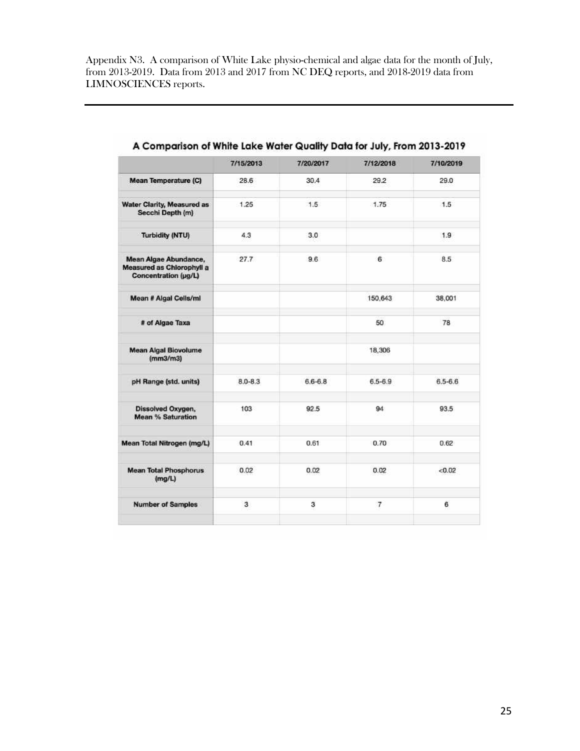Appendix N3. A comparison of White Lake physio-chemical and algae data for the month of July, from 2013-2019. Data from 2013 and 2017 from NC DEQ reports, and 2018-2019 data from LIMNOSCIENCES reports.

## A Comparison of White Lake Water Quality Data for July, From 2013-2019

| | 7/15/2013 | 7/20/2017 | 7/12/2018 | 7/10/2019 |
|---|---|---|---|---|
| **Mean Temperature (C)** | 28.6 | 30.4 | 29.2 | 29.0 |
| **Water Clarity, Measured as Secchi Depth (m)** | 1.25 | 1.5 | 1.75 | 1.5 |
| **Turbidity (NTU)** | 4.3 | 3.0 | | 1.9 |
| **Mean Algae Abundance, Measured as Chlorophyll a Concentration (µg/L)** | 27.7 | 9.6 | 6 | 8.5 |
| **Mean # Algal Cells/ml** | | | 150,643 | 38,001 |
| **# of Algae Taxa** | | | 50 | 78 |
| **Mean Algal Biovolume (mm3/m3)** | | | 18,306 | |
| **pH Range (std. units)** | 8.0-8.3 | 6.6-6.8 | 6.5-6.9 | 6.5-6.6 |
| **Dissolved Oxygen, Mean % Saturation** | 103 | 92.5 | 94 | 93.5 |
| **Mean Total Nitrogen (mg/L)** | 0.41 | 0.61 | 0.70 | 0.62 |
| **Mean Total Phosphorus (mg/L)** | 0.02 | 0.02 | 0.02 | <0.02 |
| **Number of Samples** | 3 | 3 | 7 | 6 |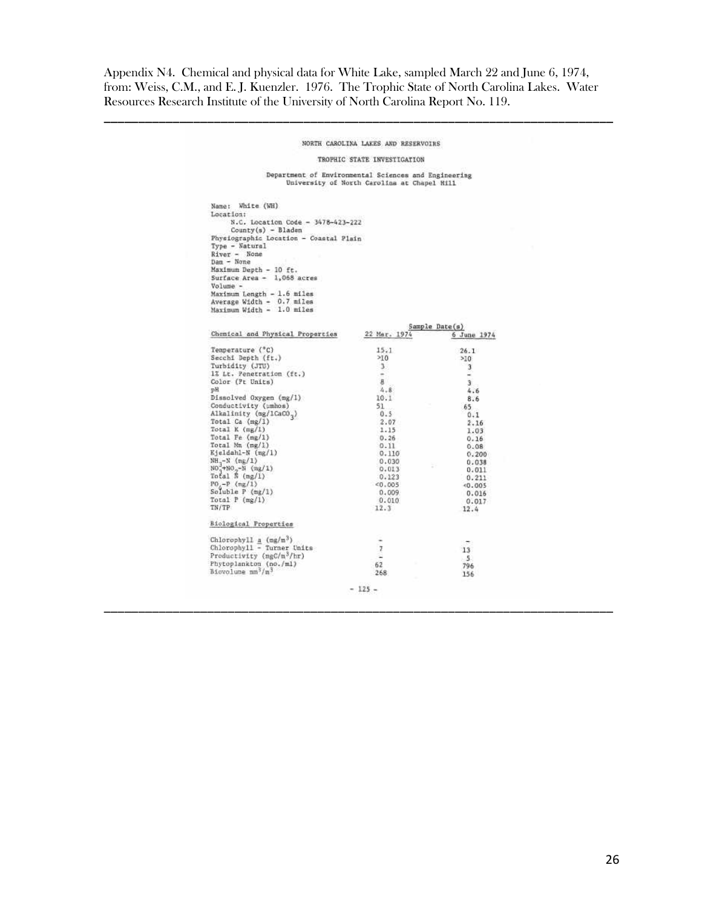Appendix N4. Chemical and physical data for White Lake, sampled March 22 and June 6, 1974, from: Weiss, C.M., and E. J. Kuenzler. 1976. The Trophic State of North Carolina Lakes. Water Resources Research Institute of the University of North Carolina Report No. 119.

---

NORTH CAROLINA LAKES AND RESERVOIRS

TROPHIC STATE INVESTIGATION

Department of Environmental Sciences and Engineering
University of North Carolina at Chapel Hill

Name: White (WH)
Location:
N.C. Location Code – 3478-423-222
County(s) – Bladen
Physiographic Location – Coastal Plain
Type – Natural
River – None
Dam – None
Maximum Depth – 10 ft.
Surface Area – 1,068 acres
Volume –
Maximum Length – 1.6 miles
Average Width – 0.7 miles
Maximum Width – 1.0 miles

| Chemical and Physical Properties | Sample Date(s) 22 Mar. 1974 | 6 June 1974 |
|---|---|---|
| Temperature (°C) | 15.1 | 26.1 |
| Secchi Depth (ft.) | >10 | >10 |
| Turbidity (JTU) | 3 | 3 |
| 1% Lt. Penetration (ft.) | – | – |
| Color (Pt Units) | 8 | 3 |
| pH | 4.8 | 4.6 |
| Dissolved Oxygen (mg/l) | 10.1 | 8.6 |
| Conductivity (µmhos) | 51 | 65 |
| Alkalinity (mg/l $CaCO_3$) | 0.5 | 0.1 |
| Total Ca (mg/l) | 2.07 | 2.16 |
| Total K (mg/l) | 1.15 | 1.03 |
| Total Fe (mg/l) | 0.26 | 0.16 |
| Total Mn (mg/l) | 0.11 | 0.08 |
| Kjeldahl-N (mg/l) | 0.110 | 0.200 |
| $NH_3$-N (mg/l) | 0.030 | 0.038 |
| $NO_3^-$+$NO_2$-N (mg/l) | 0.013 | 0.011 |
| Total N (mg/l) | 0.123 | 0.211 |
| $PO_4$-P (mg/l) | <0.005 | <0.005 |
| Soluble P (mg/l) | 0.009 | 0.016 |
| Total P (mg/l) | 0.010 | 0.017 |
| TN/TP | 12.3 | 12.4 |

Biological Properties

| Biological Properties | 22 Mar. 1974 | 6 June 1974 |
|---|---|---|
| Chlorophyll a ($mg/m^3$) | – | – |
| Chlorophyll – Turner Units | 7 | 13 |
| Productivity ($mgC/m^3/hr$) | – | 5 |
| Phytoplankton (no./ml) | 62 | 796 |
| Biovolume $mm^3/m^3$ | 268 | 156 |

– 125 –